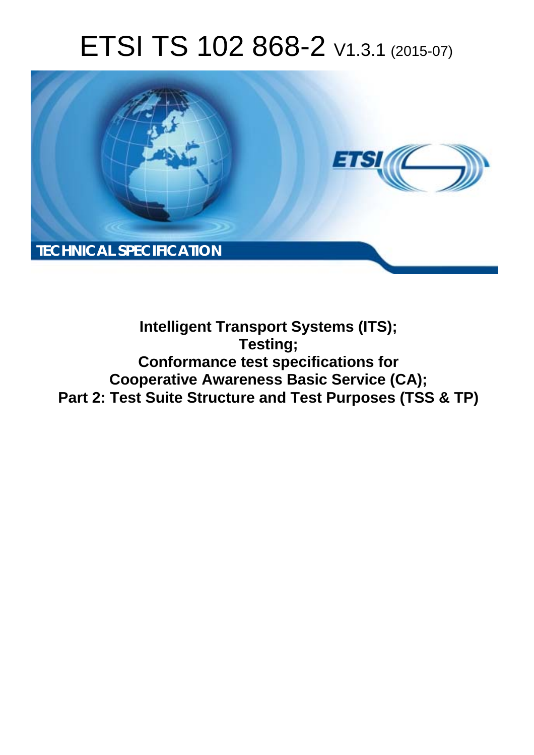# ETSI TS 102 868-2 V1.3.1 (2015-07)

TECHNICAL SPECIFICATION

**Intelligent Transport Systems (ITS);**
**Testing;**
**Conformance test specifications for**
**Cooperative Awareness Basic Service (CA);**
**Part 2: Test Suite Structure and Test Purposes (TSS & TP)**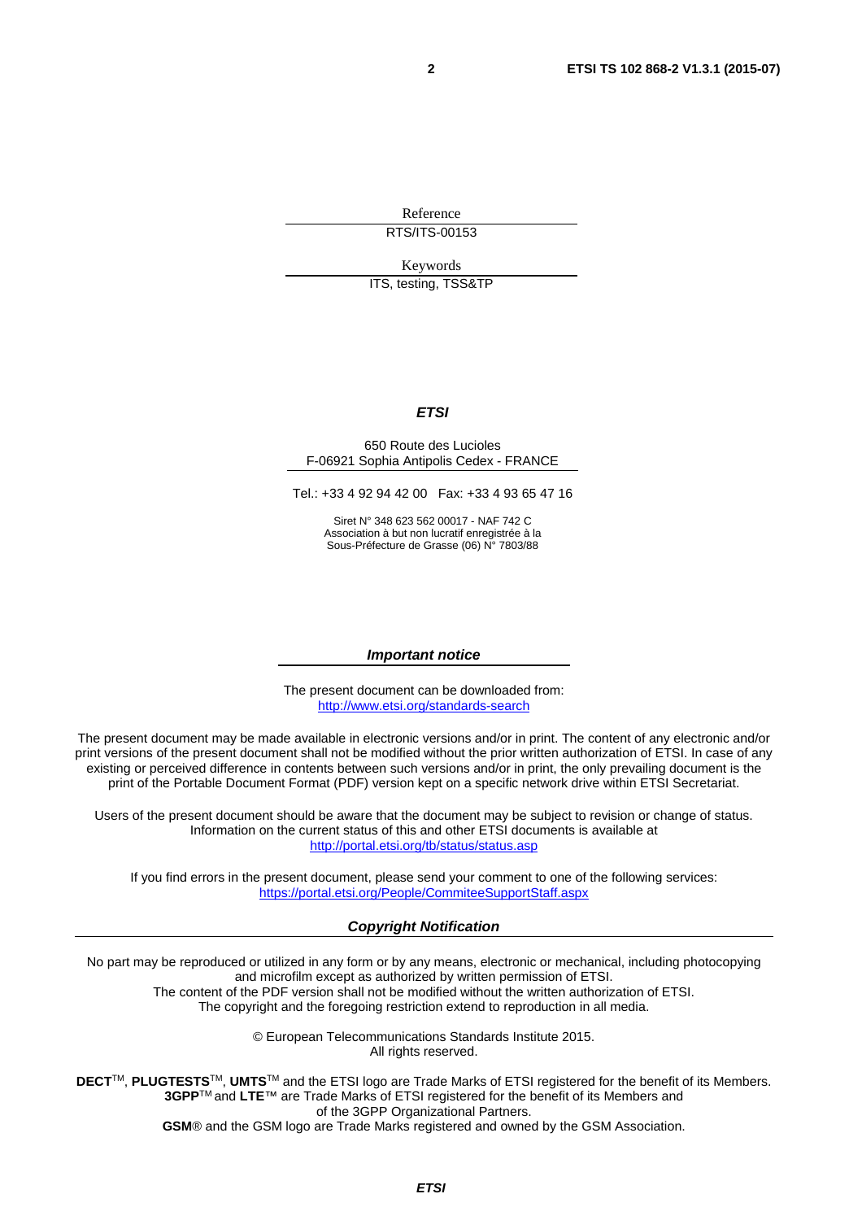Reference

RTS/ITS-00153

Keywords

ITS, testing, TSS&TP

***ETSI***

650 Route des Lucioles
F-06921 Sophia Antipolis Cedex - FRANCE

Tel.: +33 4 92 94 42 00 Fax: +33 4 93 65 47 16

Siret N° 348 623 562 00017 - NAF 742 C
Association à but non lucratif enregistrée à la
Sous-Préfecture de Grasse (06) N° 7803/88

***Important notice***

The present document can be downloaded from:
http://www.etsi.org/standards-search

The present document may be made available in electronic versions and/or in print. The content of any electronic and/or print versions of the present document shall not be modified without the prior written authorization of ETSI. In case of any existing or perceived difference in contents between such versions and/or in print, the only prevailing document is the print of the Portable Document Format (PDF) version kept on a specific network drive within ETSI Secretariat.

Users of the present document should be aware that the document may be subject to revision or change of status. Information on the current status of this and other ETSI documents is available at
http://portal.etsi.org/tb/status/status.asp

If you find errors in the present document, please send your comment to one of the following services:
https://portal.etsi.org/People/CommiteeSupportStaff.aspx

***Copyright Notification***

No part may be reproduced or utilized in any form or by any means, electronic or mechanical, including photocopying and microfilm except as authorized by written permission of ETSI.
The content of the PDF version shall not be modified without the written authorization of ETSI.
The copyright and the foregoing restriction extend to reproduction in all media.

© European Telecommunications Standards Institute 2015.
All rights reserved.

**DECT**™, **PLUGTESTS**™, **UMTS**™ and the ETSI logo are Trade Marks of ETSI registered for the benefit of its Members.
**3GPP**™ and **LTE**™ are Trade Marks of ETSI registered for the benefit of its Members and of the 3GPP Organizational Partners.
**GSM**® and the GSM logo are Trade Marks registered and owned by the GSM Association.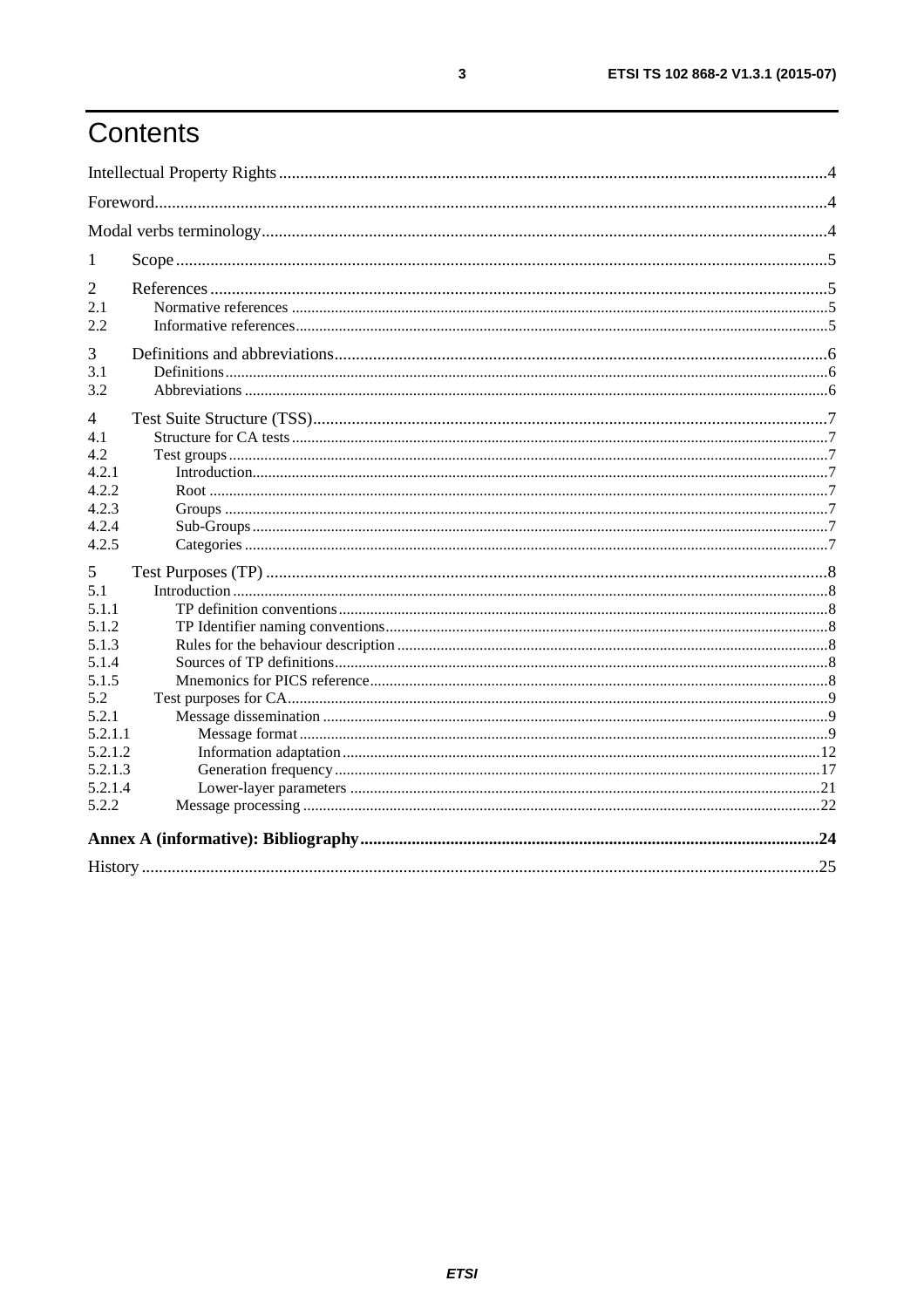# Contents

Intellectual Property Rights ....................................................................................................................................4

Foreword....................................................................................................................................................................4

Modal verbs terminology...........................................................................................................................................4

1 Scope.......................................................................................................................................................................5

2 References..............................................................................................................................................................5

2.1 Normative references ..........................................................................................................................................5

2.2 Informative references.........................................................................................................................................5

3 Definitions and abbreviations.................................................................................................................................6

3.1 Definitions...........................................................................................................................................................6

3.2 Abbreviations ......................................................................................................................................................6

4 Test Suite Structure (TSS)......................................................................................................................................7

4.1 Structure for CA tests ..........................................................................................................................................7

4.2 Test groups...........................................................................................................................................................7

4.2.1 Introduction.......................................................................................................................................................7

4.2.2 Root ..................................................................................................................................................................7

4.2.3 Groups ...............................................................................................................................................................7

4.2.4 Sub-Groups........................................................................................................................................................7

4.2.5 Categories ..........................................................................................................................................................7

5 Test Purposes (TP) ..................................................................................................................................................8

5.1 Introduction.........................................................................................................................................................8

5.1.1 TP definition conventions.................................................................................................................................8

5.1.2 TP Identifier naming conventions....................................................................................................................8

5.1.3 Rules for the behaviour description .................................................................................................................8

5.1.4 Sources of TP definitions..................................................................................................................................8

5.1.5 Mnemonics for PICS reference.........................................................................................................................8

5.2 Test purposes for CA...........................................................................................................................................9

5.2.1 Message dissemination .....................................................................................................................................9

5.2.1.1 Message format...........................................................................................................................................9

5.2.1.2 Information adaptation..............................................................................................................................12

5.2.1.3 Generation frequency................................................................................................................................17

5.2.1.4 Lower-layer parameters ............................................................................................................................21

5.2.2 Message processing ........................................................................................................................................22

**Annex A (informative): Bibliography..................................................................................................................24**

History .....................................................................................................................................................................25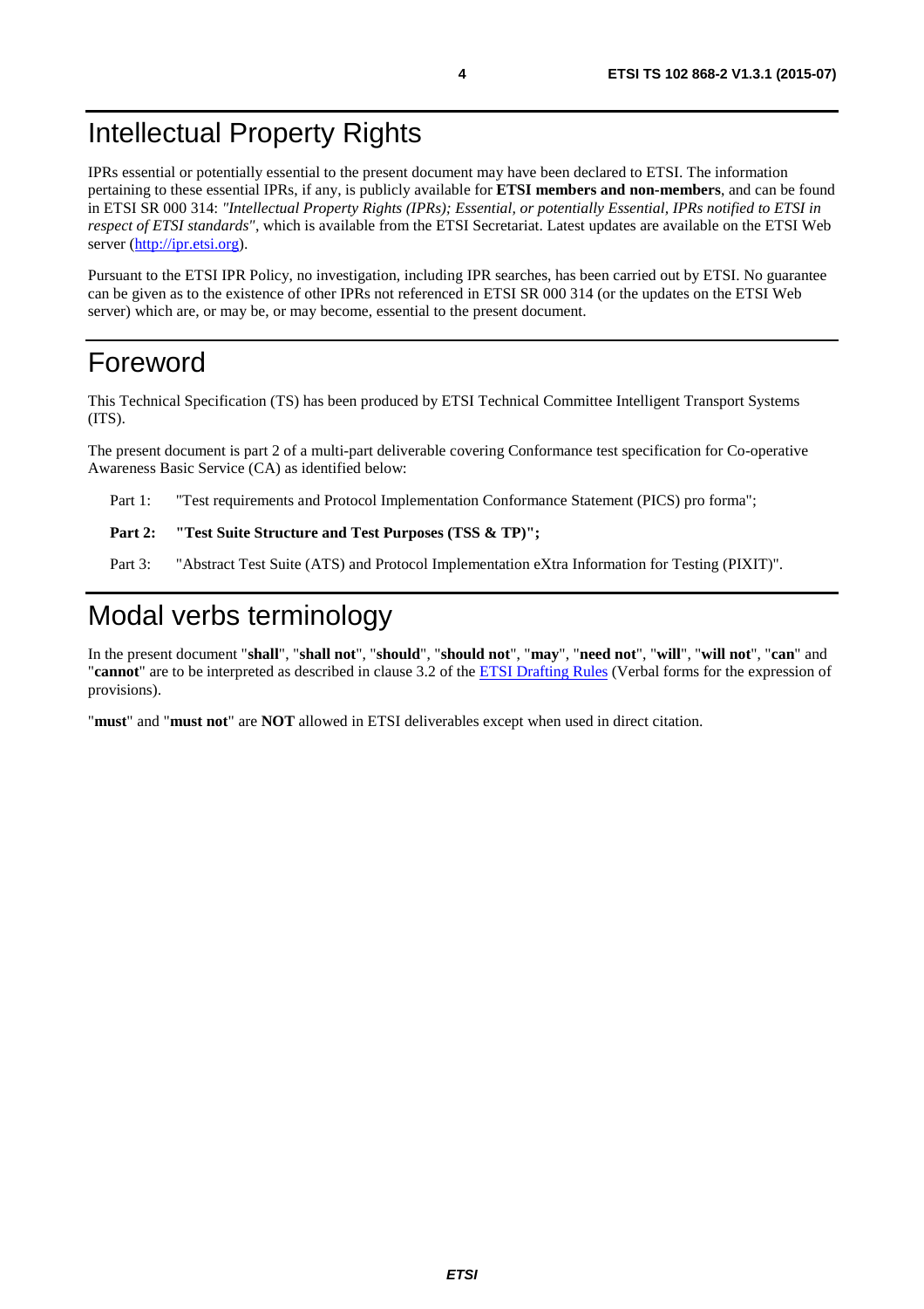# Intellectual Property Rights

IPRs essential or potentially essential to the present document may have been declared to ETSI. The information pertaining to these essential IPRs, if any, is publicly available for **ETSI members and non-members**, and can be found in ETSI SR 000 314: *"Intellectual Property Rights (IPRs); Essential, or potentially Essential, IPRs notified to ETSI in respect of ETSI standards"*, which is available from the ETSI Secretariat. Latest updates are available on the ETSI Web server (http://ipr.etsi.org).

Pursuant to the ETSI IPR Policy, no investigation, including IPR searches, has been carried out by ETSI. No guarantee can be given as to the existence of other IPRs not referenced in ETSI SR 000 314 (or the updates on the ETSI Web server) which are, or may be, or may become, essential to the present document.

# Foreword

This Technical Specification (TS) has been produced by ETSI Technical Committee Intelligent Transport Systems (ITS).

The present document is part 2 of a multi-part deliverable covering Conformance test specification for Co-operative Awareness Basic Service (CA) as identified below:

Part 1: "Test requirements and Protocol Implementation Conformance Statement (PICS) pro forma";

**Part 2: "Test Suite Structure and Test Purposes (TSS & TP)";**

Part 3: "Abstract Test Suite (ATS) and Protocol Implementation eXtra Information for Testing (PIXIT)".

# Modal verbs terminology

In the present document "**shall**", "**shall not**", "**should**", "**should not**", "**may**", "**need not**", "**will**", "**will not**", "**can**" and "**cannot**" are to be interpreted as described in clause 3.2 of the ETSI Drafting Rules (Verbal forms for the expression of provisions).

"**must**" and "**must not**" are **NOT** allowed in ETSI deliverables except when used in direct citation.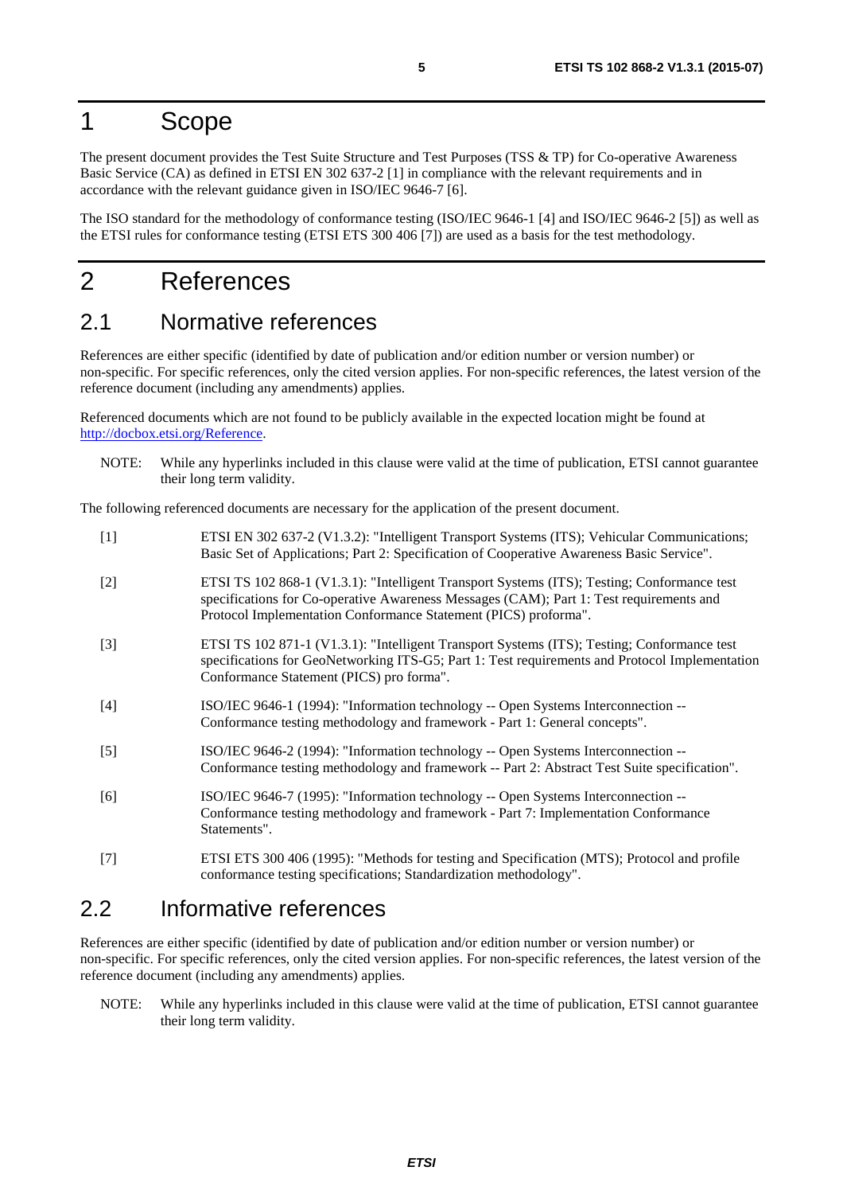# 1 Scope

The present document provides the Test Suite Structure and Test Purposes (TSS & TP) for Co-operative Awareness Basic Service (CA) as defined in ETSI EN 302 637-2 [1] in compliance with the relevant requirements and in accordance with the relevant guidance given in ISO/IEC 9646-7 [6].

The ISO standard for the methodology of conformance testing (ISO/IEC 9646-1 [4] and ISO/IEC 9646-2 [5]) as well as the ETSI rules for conformance testing (ETSI ETS 300 406 [7]) are used as a basis for the test methodology.

# 2 References

## 2.1 Normative references

References are either specific (identified by date of publication and/or edition number or version number) or non-specific. For specific references, only the cited version applies. For non-specific references, the latest version of the reference document (including any amendments) applies.

Referenced documents which are not found to be publicly available in the expected location might be found at http://docbox.etsi.org/Reference.

NOTE: While any hyperlinks included in this clause were valid at the time of publication, ETSI cannot guarantee their long term validity.

The following referenced documents are necessary for the application of the present document.

[1] ETSI EN 302 637-2 (V1.3.2): "Intelligent Transport Systems (ITS); Vehicular Communications; Basic Set of Applications; Part 2: Specification of Cooperative Awareness Basic Service".

[2] ETSI TS 102 868-1 (V1.3.1): "Intelligent Transport Systems (ITS); Testing; Conformance test specifications for Co-operative Awareness Messages (CAM); Part 1: Test requirements and Protocol Implementation Conformance Statement (PICS) proforma".

[3] ETSI TS 102 871-1 (V1.3.1): "Intelligent Transport Systems (ITS); Testing; Conformance test specifications for GeoNetworking ITS-G5; Part 1: Test requirements and Protocol Implementation Conformance Statement (PICS) pro forma".

[4] ISO/IEC 9646-1 (1994): "Information technology -- Open Systems Interconnection -- Conformance testing methodology and framework - Part 1: General concepts".

[5] ISO/IEC 9646-2 (1994): "Information technology -- Open Systems Interconnection -- Conformance testing methodology and framework -- Part 2: Abstract Test Suite specification".

[6] ISO/IEC 9646-7 (1995): "Information technology -- Open Systems Interconnection -- Conformance testing methodology and framework - Part 7: Implementation Conformance Statements".

[7] ETSI ETS 300 406 (1995): "Methods for testing and Specification (MTS); Protocol and profile conformance testing specifications; Standardization methodology".

## 2.2 Informative references

References are either specific (identified by date of publication and/or edition number or version number) or non-specific. For specific references, only the cited version applies. For non-specific references, the latest version of the reference document (including any amendments) applies.

NOTE: While any hyperlinks included in this clause were valid at the time of publication, ETSI cannot guarantee their long term validity.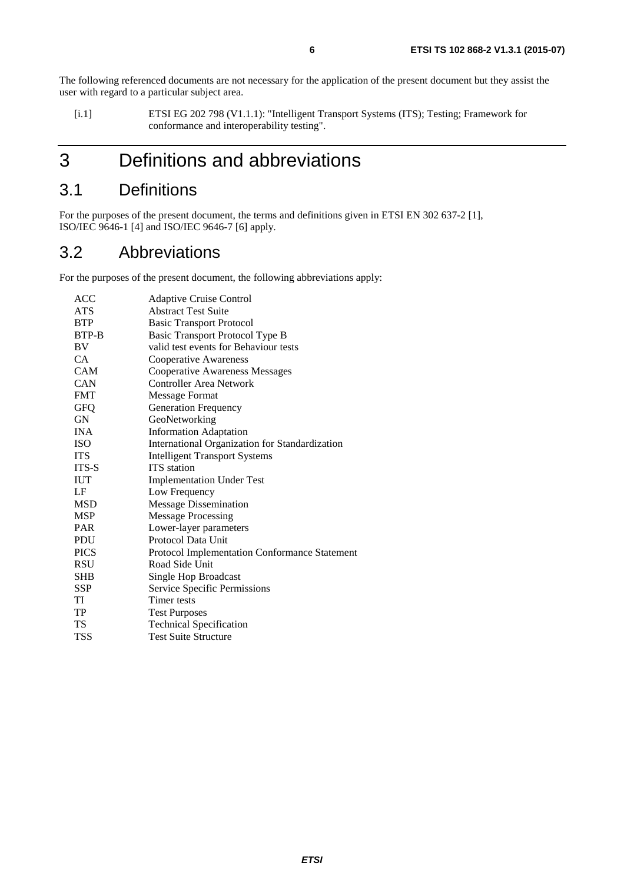The following referenced documents are not necessary for the application of the present document but they assist the user with regard to a particular subject area.

[i.1] ETSI EG 202 798 (V1.1.1): "Intelligent Transport Systems (ITS); Testing; Framework for conformance and interoperability testing".

# 3 Definitions and abbreviations

## 3.1 Definitions

For the purposes of the present document, the terms and definitions given in ETSI EN 302 637-2 [1], ISO/IEC 9646-1 [4] and ISO/IEC 9646-7 [6] apply.

## 3.2 Abbreviations

For the purposes of the present document, the following abbreviations apply:

| | |
|---|---|
| ACC | Adaptive Cruise Control |
| ATS | Abstract Test Suite |
| BTP | Basic Transport Protocol |
| BTP-B | Basic Transport Protocol Type B |
| BV | valid test events for Behaviour tests |
| CA | Cooperative Awareness |
| CAM | Cooperative Awareness Messages |
| CAN | Controller Area Network |
| FMT | Message Format |
| GFQ | Generation Frequency |
| GN | GeoNetworking |
| INA | Information Adaptation |
| ISO | International Organization for Standardization |
| ITS | Intelligent Transport Systems |
| ITS-S | ITS station |
| IUT | Implementation Under Test |
| LF | Low Frequency |
| MSD | Message Dissemination |
| MSP | Message Processing |
| PAR | Lower-layer parameters |
| PDU | Protocol Data Unit |
| PICS | Protocol Implementation Conformance Statement |
| RSU | Road Side Unit |
| SHB | Single Hop Broadcast |
| SSP | Service Specific Permissions |
| TI | Timer tests |
| TP | Test Purposes |
| TS | Technical Specification |
| TSS | Test Suite Structure |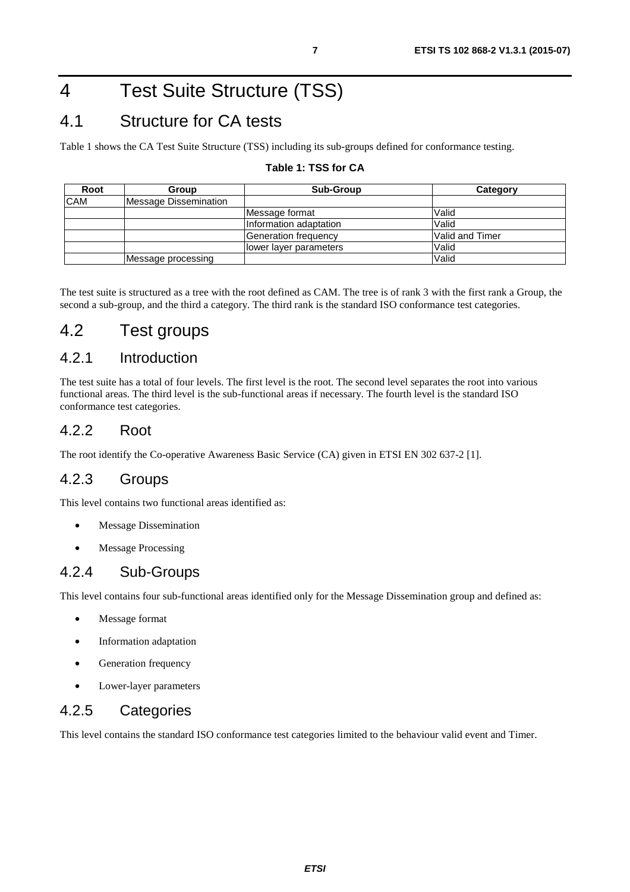# 4 Test Suite Structure (TSS)

## 4.1 Structure for CA tests

Table 1 shows the CA Test Suite Structure (TSS) including its sub-groups defined for conformance testing.

**Table 1: TSS for CA**

| Root | Group | Sub-Group | Category |
|---|---|---|---|
| CAM | Message Dissemination | | |
| | | Message format | Valid |
| | | Information adaptation | Valid |
| | | Generation frequency | Valid and Timer |
| | | lower layer parameters | Valid |
| | Message processing | | Valid |

The test suite is structured as a tree with the root defined as CAM. The tree is of rank 3 with the first rank a Group, the second a sub-group, and the third a category. The third rank is the standard ISO conformance test categories.

## 4.2 Test groups

### 4.2.1 Introduction

The test suite has a total of four levels. The first level is the root. The second level separates the root into various functional areas. The third level is the sub-functional areas if necessary. The fourth level is the standard ISO conformance test categories.

### 4.2.2 Root

The root identify the Co-operative Awareness Basic Service (CA) given in ETSI EN 302 637-2 [1].

### 4.2.3 Groups

This level contains two functional areas identified as:

- Message Dissemination
- Message Processing

### 4.2.4 Sub-Groups

This level contains four sub-functional areas identified only for the Message Dissemination group and defined as:

- Message format
- Information adaptation
- Generation frequency
- Lower-layer parameters

### 4.2.5 Categories

This level contains the standard ISO conformance test categories limited to the behaviour valid event and Timer.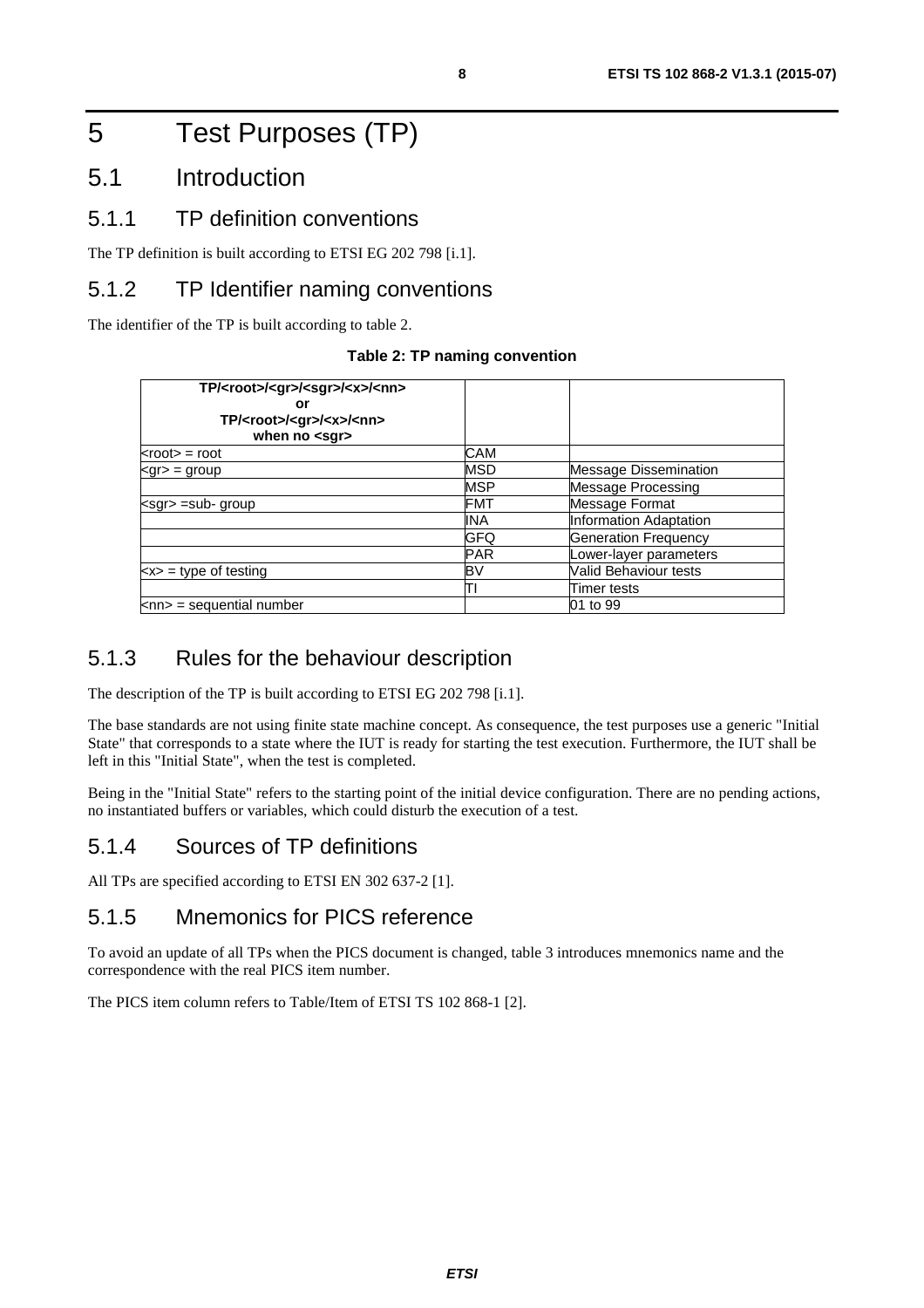# 5 Test Purposes (TP)

## 5.1 Introduction

### 5.1.1 TP definition conventions

The TP definition is built according to ETSI EG 202 798 [i.1].

### 5.1.2 TP Identifier naming conventions

The identifier of the TP is built according to table 2.

**Table 2: TP naming convention**

| TP/<root>/<gr>/<sgr>/<x>/<nn> or TP/<root>/<gr>/<x>/<nn> when no <sgr> | | |
|---|---|---|
| <root> = root | CAM | |
| <gr> = group | MSD | Message Dissemination |
| | MSP | Message Processing |
| <sgr> =sub- group | FMT | Message Format |
| | INA | Information Adaptation |
| | GFQ | Generation Frequency |
| | PAR | Lower-layer parameters |
| <x> = type of testing | BV | Valid Behaviour tests |
| | TI | Timer tests |
| <nn> = sequential number | | 01 to 99 |

### 5.1.3 Rules for the behaviour description

The description of the TP is built according to ETSI EG 202 798 [i.1].

The base standards are not using finite state machine concept. As consequence, the test purposes use a generic "Initial State" that corresponds to a state where the IUT is ready for starting the test execution. Furthermore, the IUT shall be left in this "Initial State", when the test is completed.

Being in the "Initial State" refers to the starting point of the initial device configuration. There are no pending actions, no instantiated buffers or variables, which could disturb the execution of a test.

### 5.1.4 Sources of TP definitions

All TPs are specified according to ETSI EN 302 637-2 [1].

### 5.1.5 Mnemonics for PICS reference

To avoid an update of all TPs when the PICS document is changed, table 3 introduces mnemonics name and the correspondence with the real PICS item number.

The PICS item column refers to Table/Item of ETSI TS 102 868-1 [2].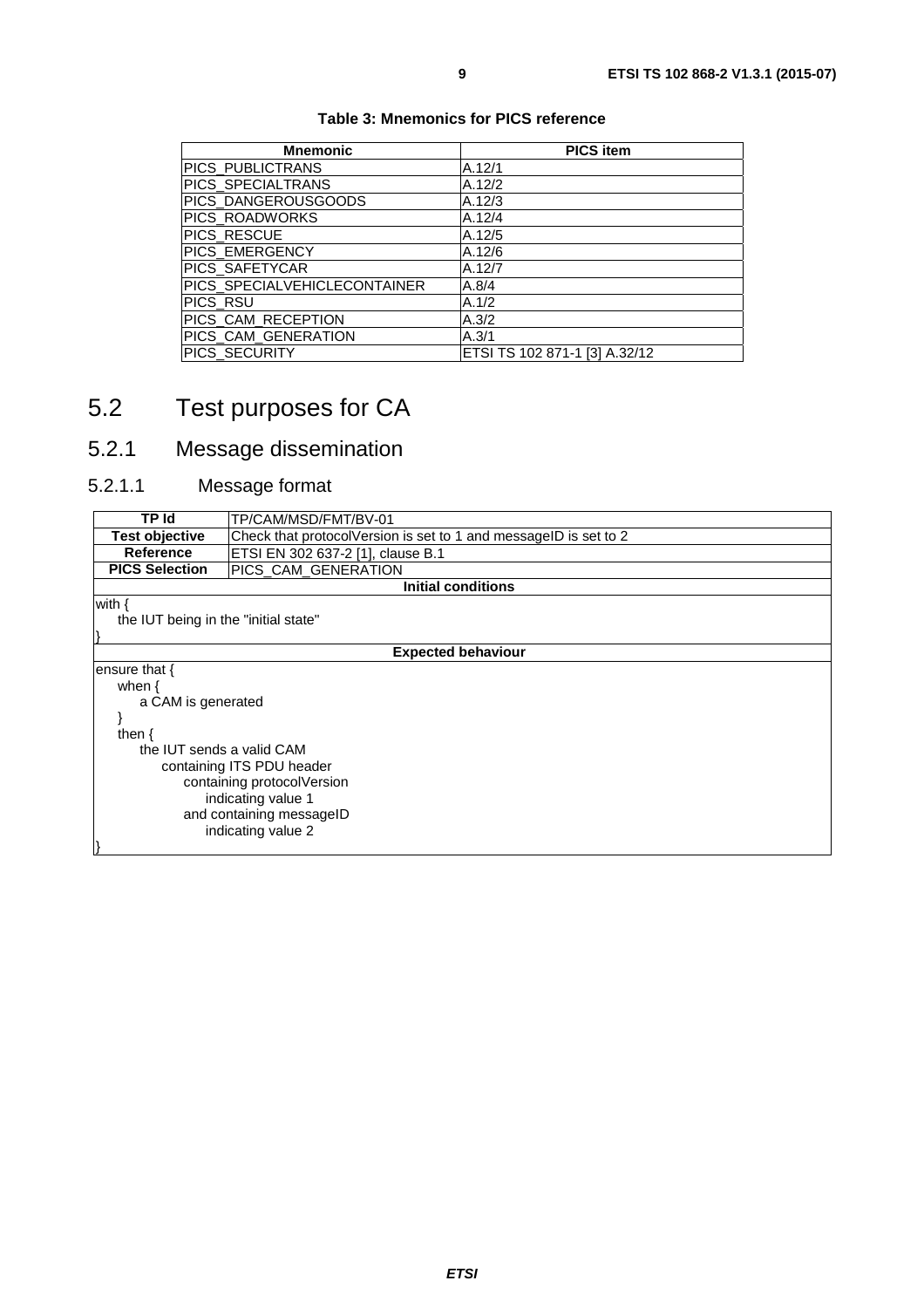**Table 3: Mnemonics for PICS reference**

| Mnemonic | PICS item |
|---|---|
| PICS_PUBLICTRANS | A.12/1 |
| PICS_SPECIALTRANS | A.12/2 |
| PICS_DANGEROUSGOODS | A.12/3 |
| PICS_ROADWORKS | A.12/4 |
| PICS_RESCUE | A.12/5 |
| PICS_EMERGENCY | A.12/6 |
| PICS_SAFETYCAR | A.12/7 |
| PICS_SPECIALVEHICLECONTAINER | A.8/4 |
| PICS_RSU | A.1/2 |
| PICS_CAM_RECEPTION | A.3/2 |
| PICS_CAM_GENERATION | A.3/1 |
| PICS_SECURITY | ETSI TS 102 871-1 [3] A.32/12 |

# 5.2 Test purposes for CA

## 5.2.1 Message dissemination

### 5.2.1.1 Message format

| TP Id | TP/CAM/MSD/FMT/BV-01 |
|---|---|
| **Test objective** | Check that protocolVersion is set to 1 and messageID is set to 2 |
| **Reference** | ETSI EN 302 637-2 [1], clause B.1 |
| **PICS Selection** | PICS_CAM_GENERATION |

**Initial conditions**

```
with {
    the IUT being in the "initial state"
}
```

**Expected behaviour**

```
ensure that {
    when {
        a CAM is generated
    }
    then {
        the IUT sends a valid CAM
            containing ITS PDU header
                containing protocolVersion
                    indicating value 1
                and containing messageID
                    indicating value 2
}
```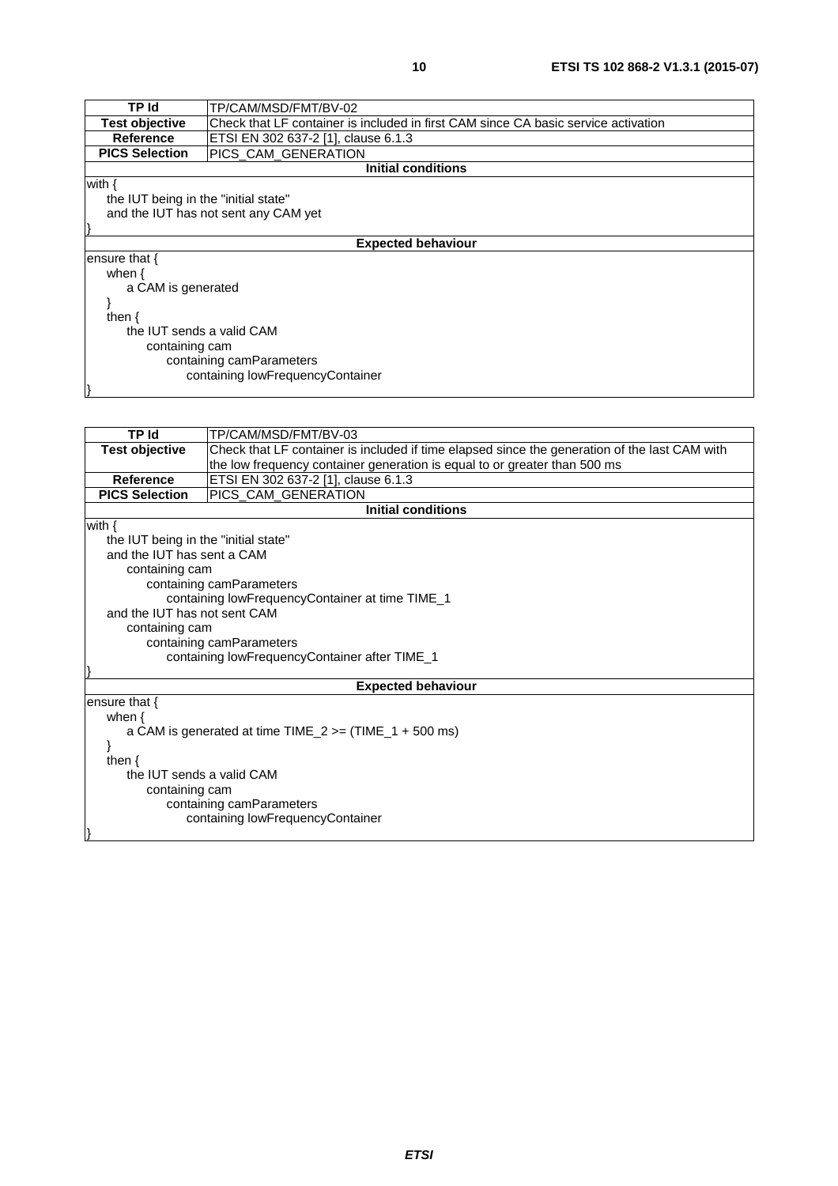| TP Id | TP/CAM/MSD/FMT/BV-02 |
|---|---|
| **Test objective** | Check that LF container is included in first CAM since CA basic service activation |
| **Reference** | ETSI EN 302 637-2 [1], clause 6.1.3 |
| **PICS Selection** | PICS_CAM_GENERATION |
| **Initial conditions** | |
| with {<br>the IUT being in the "initial state"<br>and the IUT has not sent any CAM yet<br>} | |
| **Expected behaviour** | |
| ensure that {<br>when {<br>a CAM is generated<br>}<br>then {<br>the IUT sends a valid CAM<br>containing cam<br>containing camParameters<br>containing lowFrequencyContainer<br>} | |

| TP Id | TP/CAM/MSD/FMT/BV-03 |
|---|---|
| **Test objective** | Check that LF container is included if time elapsed since the generation of the last CAM with the low frequency container generation is equal to or greater than 500 ms |
| **Reference** | ETSI EN 302 637-2 [1], clause 6.1.3 |
| **PICS Selection** | PICS_CAM_GENERATION |
| **Initial conditions** | |
| with {<br>the IUT being in the "initial state"<br>and the IUT has sent a CAM<br>containing cam<br>containing camParameters<br>containing lowFrequencyContainer at time TIME_1<br>and the IUT has not sent CAM<br>containing cam<br>containing camParameters<br>containing lowFrequencyContainer after TIME_1<br>} | |
| **Expected behaviour** | |
| ensure that {<br>when {<br>a CAM is generated at time TIME_2 >= (TIME_1 + 500 ms)<br>}<br>then {<br>the IUT sends a valid CAM<br>containing cam<br>containing camParameters<br>containing lowFrequencyContainer<br>} | |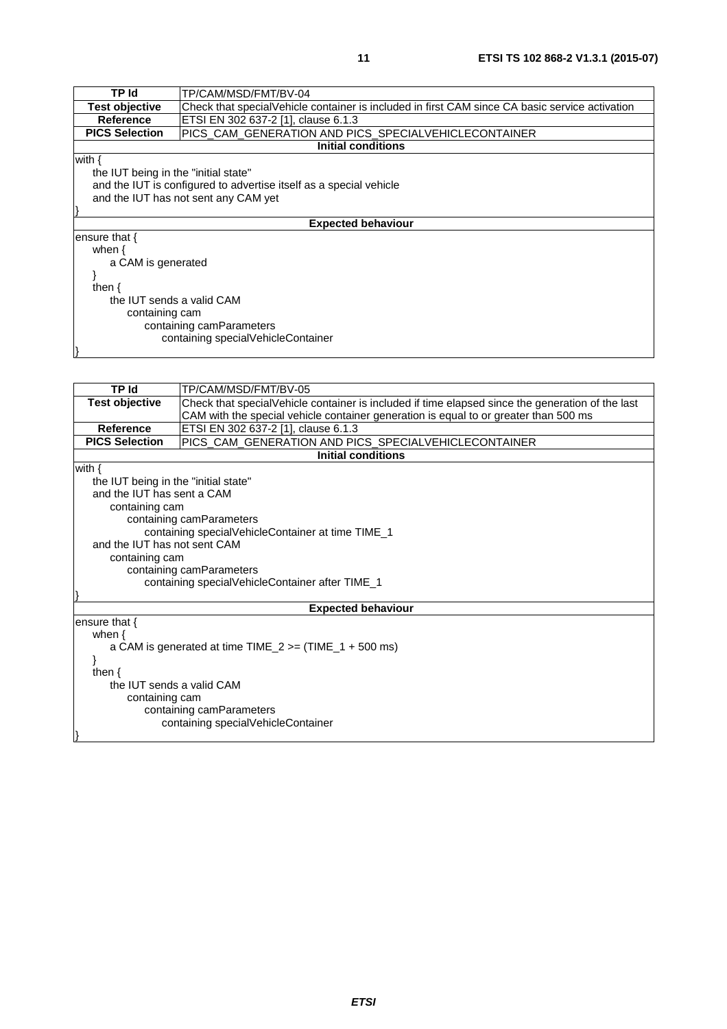| TP Id | TP/CAM/MSD/FMT/BV-04 |
|---|---|
| Test objective | Check that specialVehicle container is included in first CAM since CA basic service activation |
| Reference | ETSI EN 302 637-2 [1], clause 6.1.3 |
| PICS Selection | PICS_CAM_GENERATION AND PICS_SPECIALVEHICLECONTAINER |
| **Initial conditions** | |
| with {<br>  the IUT being in the "initial state"<br>  and the IUT is configured to advertise itself as a special vehicle<br>  and the IUT has not sent any CAM yet<br>} | |
| **Expected behaviour** | |
| ensure that {<br>  when {<br>    a CAM is generated<br>  }<br>  then {<br>    the IUT sends a valid CAM<br>      containing cam<br>        containing camParameters<br>          containing specialVehicleContainer<br>} | |

| TP Id | TP/CAM/MSD/FMT/BV-05 |
|---|---|
| Test objective | Check that specialVehicle container is included if time elapsed since the generation of the last CAM with the special vehicle container generation is equal to or greater than 500 ms |
| Reference | ETSI EN 302 637-2 [1], clause 6.1.3 |
| PICS Selection | PICS_CAM_GENERATION AND PICS_SPECIALVEHICLECONTAINER |
| **Initial conditions** | |
| with {<br>  the IUT being in the "initial state"<br>  and the IUT has sent a CAM<br>    containing cam<br>      containing camParameters<br>        containing specialVehicleContainer at time TIME_1<br>  and the IUT has not sent CAM<br>    containing cam<br>      containing camParameters<br>        containing specialVehicleContainer after TIME_1<br>} | |
| **Expected behaviour** | |
| ensure that {<br>  when {<br>    a CAM is generated at time TIME_2 >= (TIME_1 + 500 ms)<br>  }<br>  then {<br>    the IUT sends a valid CAM<br>      containing cam<br>        containing camParameters<br>          containing specialVehicleContainer<br>} | |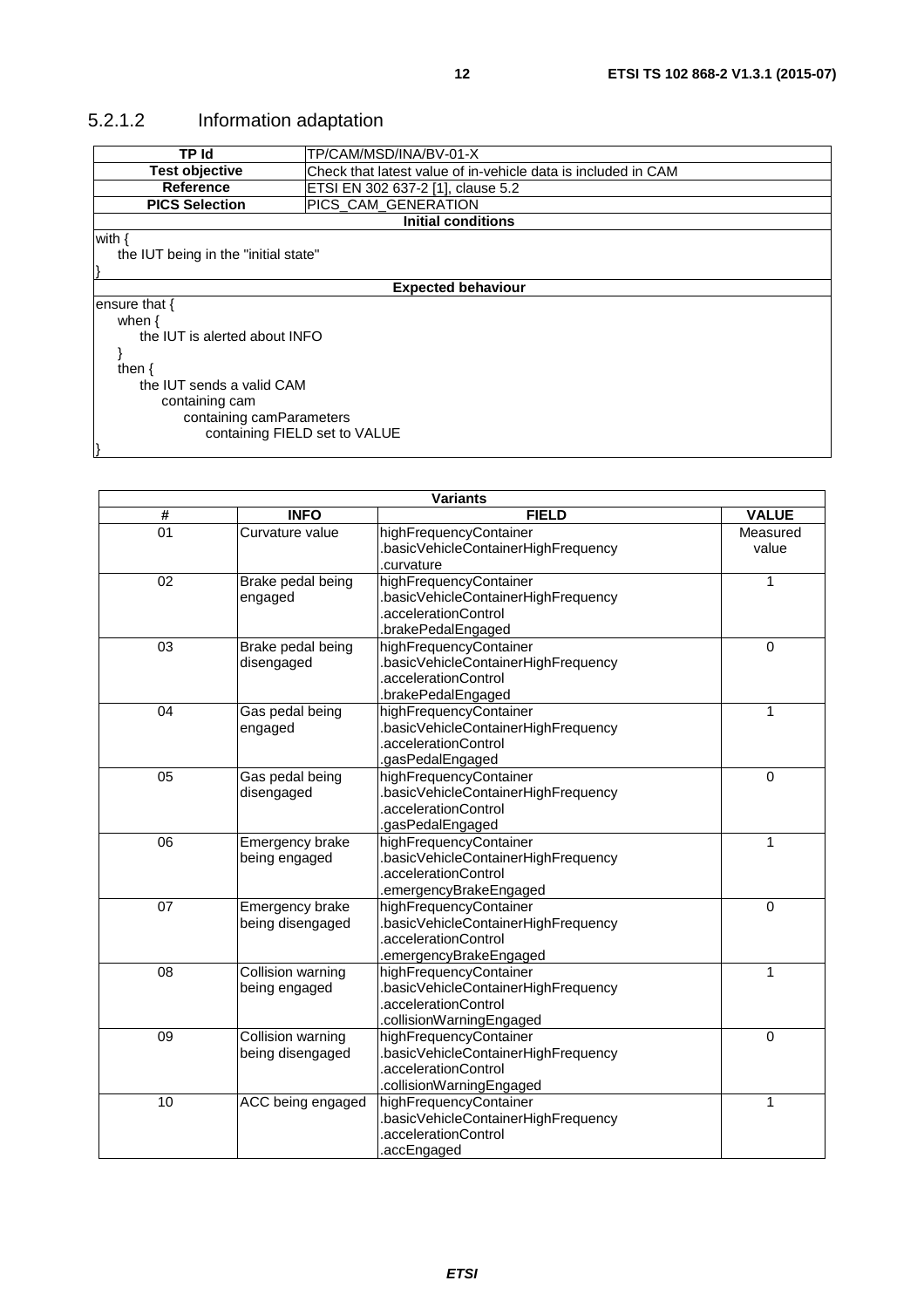### 5.2.1.2 Information adaptation

| TP Id | TP/CAM/MSD/INA/BV-01-X |
|---|---|
| **Test objective** | Check that latest value of in-vehicle data is included in CAM |
| **Reference** | ETSI EN 302 637-2 [1], clause 5.2 |
| **PICS Selection** | PICS_CAM_GENERATION |
| **Initial conditions** | |
| with {<br>    the IUT being in the "initial state"<br>} | |
| **Expected behaviour** | |
| ensure that {<br>    when {<br>        the IUT is alerted about INFO<br>    }<br>    then {<br>        the IUT sends a valid CAM<br>            containing cam<br>                containing camParameters<br>                    containing FIELD set to VALUE<br>} | |

| **Variants** | | | |
|---|---|---|---|
| **#** | **INFO** | **FIELD** | **VALUE** |
| 01 | Curvature value | highFrequencyContainer<br>.basicVehicleContainerHighFrequency<br>.curvature | Measured value |
| 02 | Brake pedal being engaged | highFrequencyContainer<br>.basicVehicleContainerHighFrequency<br>.accelerationControl<br>.brakePedalEngaged | 1 |
| 03 | Brake pedal being disengaged | highFrequencyContainer<br>.basicVehicleContainerHighFrequency<br>.accelerationControl<br>.brakePedalEngaged | 0 |
| 04 | Gas pedal being engaged | highFrequencyContainer<br>.basicVehicleContainerHighFrequency<br>.accelerationControl<br>.gasPedalEngaged | 1 |
| 05 | Gas pedal being disengaged | highFrequencyContainer<br>.basicVehicleContainerHighFrequency<br>.accelerationControl<br>.gasPedalEngaged | 0 |
| 06 | Emergency brake being engaged | highFrequencyContainer<br>.basicVehicleContainerHighFrequency<br>.accelerationControl<br>.emergencyBrakeEngaged | 1 |
| 07 | Emergency brake being disengaged | highFrequencyContainer<br>.basicVehicleContainerHighFrequency<br>.accelerationControl<br>.emergencyBrakeEngaged | 0 |
| 08 | Collision warning being engaged | highFrequencyContainer<br>.basicVehicleContainerHighFrequency<br>.accelerationControl<br>.collisionWarningEngaged | 1 |
| 09 | Collision warning being disengaged | highFrequencyContainer<br>.basicVehicleContainerHighFrequency<br>.accelerationControl<br>.collisionWarningEngaged | 0 |
| 10 | ACC being engaged | highFrequencyContainer<br>.basicVehicleContainerHighFrequency<br>.accelerationControl<br>.accEngaged | 1 |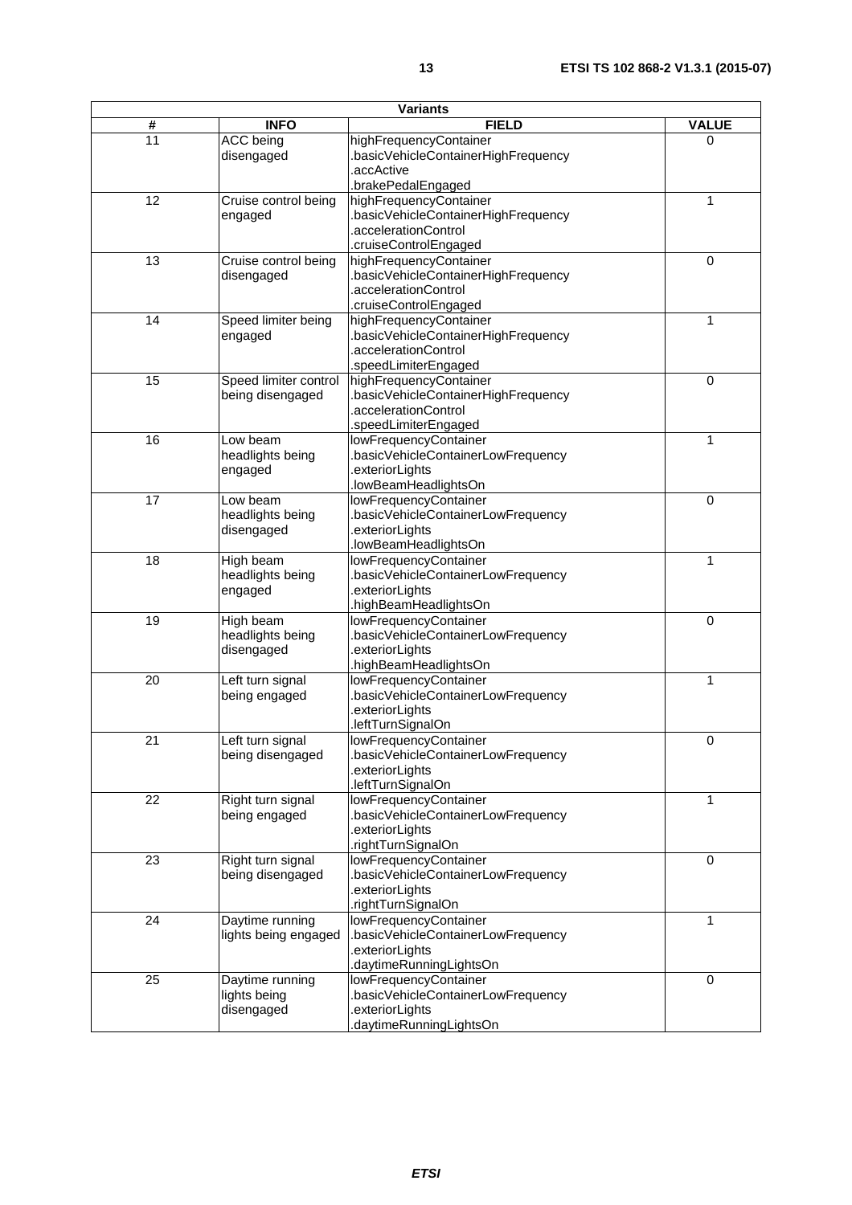| Variants | | | |
| --- | --- | --- | --- |
| # | INFO | FIELD | VALUE |
| 11 | ACC being disengaged | highFrequencyContainer .basicVehicleContainerHighFrequency .accActive .brakePedalEngaged | 0 |
| 12 | Cruise control being engaged | highFrequencyContainer .basicVehicleContainerHighFrequency .accelerationControl .cruiseControlEngaged | 1 |
| 13 | Cruise control being disengaged | highFrequencyContainer .basicVehicleContainerHighFrequency .accelerationControl .cruiseControlEngaged | 0 |
| 14 | Speed limiter being engaged | highFrequencyContainer .basicVehicleContainerHighFrequency .accelerationControl .speedLimiterEngaged | 1 |
| 15 | Speed limiter control being disengaged | highFrequencyContainer .basicVehicleContainerHighFrequency .accelerationControl .speedLimiterEngaged | 0 |
| 16 | Low beam headlights being engaged | lowFrequencyContainer .basicVehicleContainerLowFrequency .exteriorLights .lowBeamHeadlightsOn | 1 |
| 17 | Low beam headlights being disengaged | lowFrequencyContainer .basicVehicleContainerLowFrequency .exteriorLights .lowBeamHeadlightsOn | 0 |
| 18 | High beam headlights being engaged | lowFrequencyContainer .basicVehicleContainerLowFrequency .exteriorLights .highBeamHeadlightsOn | 1 |
| 19 | High beam headlights being disengaged | lowFrequencyContainer .basicVehicleContainerLowFrequency .exteriorLights .highBeamHeadlightsOn | 0 |
| 20 | Left turn signal being engaged | lowFrequencyContainer .basicVehicleContainerLowFrequency .exteriorLights .leftTurnSignalOn | 1 |
| 21 | Left turn signal being disengaged | lowFrequencyContainer .basicVehicleContainerLowFrequency .exteriorLights .leftTurnSignalOn | 0 |
| 22 | Right turn signal being engaged | lowFrequencyContainer .basicVehicleContainerLowFrequency .exteriorLights .rightTurnSignalOn | 1 |
| 23 | Right turn signal being disengaged | lowFrequencyContainer .basicVehicleContainerLowFrequency .exteriorLights .rightTurnSignalOn | 0 |
| 24 | Daytime running lights being engaged | lowFrequencyContainer .basicVehicleContainerLowFrequency .exteriorLights .daytimeRunningLightsOn | 1 |
| 25 | Daytime running lights being disengaged | lowFrequencyContainer .basicVehicleContainerLowFrequency .exteriorLights .daytimeRunningLightsOn | 0 |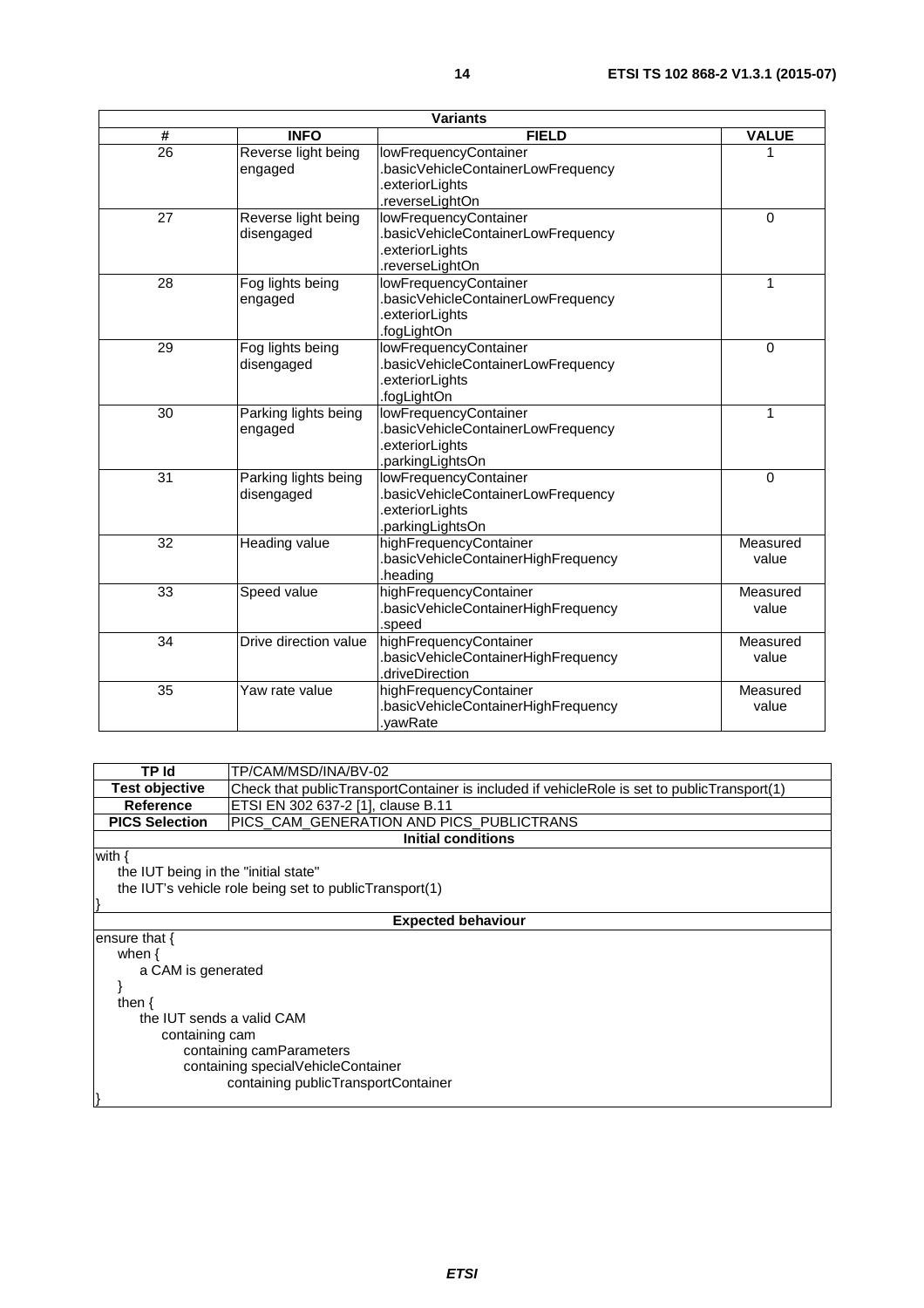| Variants | | | |
|---|---|---|---|
| # | INFO | FIELD | VALUE |
| 26 | Reverse light being engaged | lowFrequencyContainer .basicVehicleContainerLowFrequency .exteriorLights .reverseLightOn | 1 |
| 27 | Reverse light being disengaged | lowFrequencyContainer .basicVehicleContainerLowFrequency .exteriorLights .reverseLightOn | 0 |
| 28 | Fog lights being engaged | lowFrequencyContainer .basicVehicleContainerLowFrequency .exteriorLights .fogLightOn | 1 |
| 29 | Fog lights being disengaged | lowFrequencyContainer .basicVehicleContainerLowFrequency .exteriorLights .fogLightOn | 0 |
| 30 | Parking lights being engaged | lowFrequencyContainer .basicVehicleContainerLowFrequency .exteriorLights .parkingLightsOn | 1 |
| 31 | Parking lights being disengaged | lowFrequencyContainer .basicVehicleContainerLowFrequency .exteriorLights .parkingLightsOn | 0 |
| 32 | Heading value | highFrequencyContainer .basicVehicleContainerHighFrequency .heading | Measured value |
| 33 | Speed value | highFrequencyContainer .basicVehicleContainerHighFrequency .speed | Measured value |
| 34 | Drive direction value | highFrequencyContainer .basicVehicleContainerHighFrequency .driveDirection | Measured value |
| 35 | Yaw rate value | highFrequencyContainer .basicVehicleContainerHighFrequency .yawRate | Measured value |

| TP Id | TP/CAM/MSD/INA/BV-02 |
|---|---|
| **Test objective** | Check that publicTransportContainer is included if vehicleRole is set to publicTransport(1) |
| **Reference** | ETSI EN 302 637-2 [1], clause B.11 |
| **PICS Selection** | PICS_CAM_GENERATION AND PICS_PUBLICTRANS |
| **Initial conditions** | |
| with {<br>the IUT being in the "initial state"<br>the IUT's vehicle role being set to publicTransport(1)<br>} | |
| **Expected behaviour** | |
| ensure that {<br>when {<br>a CAM is generated<br>}<br>then {<br>the IUT sends a valid CAM<br>containing cam<br>containing camParameters<br>containing specialVehicleContainer<br>containing publicTransportContainer<br>} | |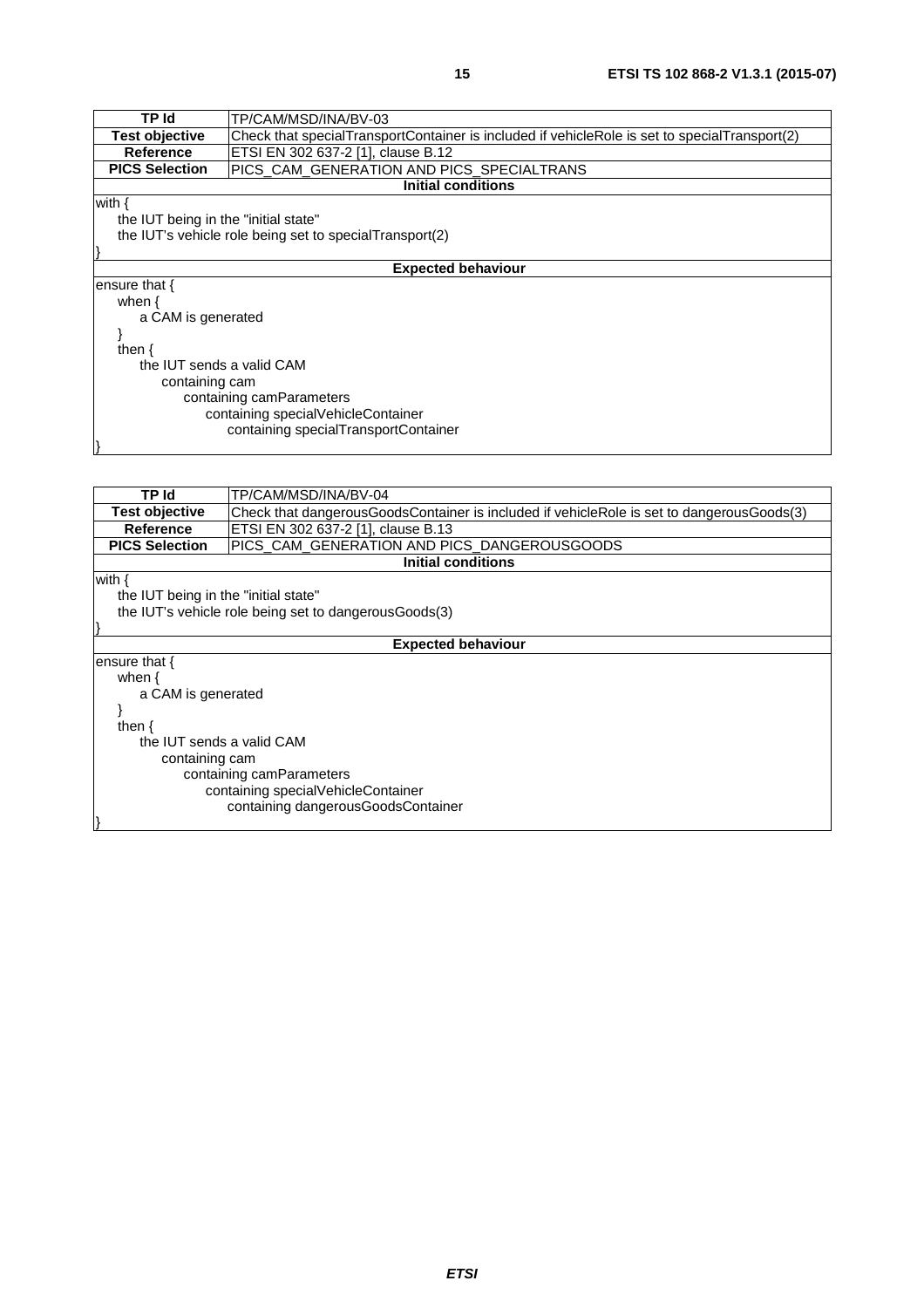| TP Id | TP/CAM/MSD/INA/BV-03 |
| --- | --- |
| Test objective | Check that specialTransportContainer is included if vehicleRole is set to specialTransport(2) |
| Reference | ETSI EN 302 637-2 [1], clause B.12 |
| PICS Selection | PICS_CAM_GENERATION AND PICS_SPECIALTRANS |
| **Initial conditions** | |
| with {<br>    the IUT being in the "initial state"<br>    the IUT's vehicle role being set to specialTransport(2)<br>} | |
| **Expected behaviour** | |
| ensure that {<br>    when {<br>        a CAM is generated<br>    }<br>    then {<br>        the IUT sends a valid CAM<br>            containing cam<br>                containing camParameters<br>                    containing specialVehicleContainer<br>                        containing specialTransportContainer<br>} | |

| TP Id | TP/CAM/MSD/INA/BV-04 |
| --- | --- |
| Test objective | Check that dangerousGoodsContainer is included if vehicleRole is set to dangerousGoods(3) |
| Reference | ETSI EN 302 637-2 [1], clause B.13 |
| PICS Selection | PICS_CAM_GENERATION AND PICS_DANGEROUSGOODS |
| **Initial conditions** | |
| with {<br>    the IUT being in the "initial state"<br>    the IUT's vehicle role being set to dangerousGoods(3)<br>} | |
| **Expected behaviour** | |
| ensure that {<br>    when {<br>        a CAM is generated<br>    }<br>    then {<br>        the IUT sends a valid CAM<br>            containing cam<br>                containing camParameters<br>                    containing specialVehicleContainer<br>                        containing dangerousGoodsContainer<br>} | |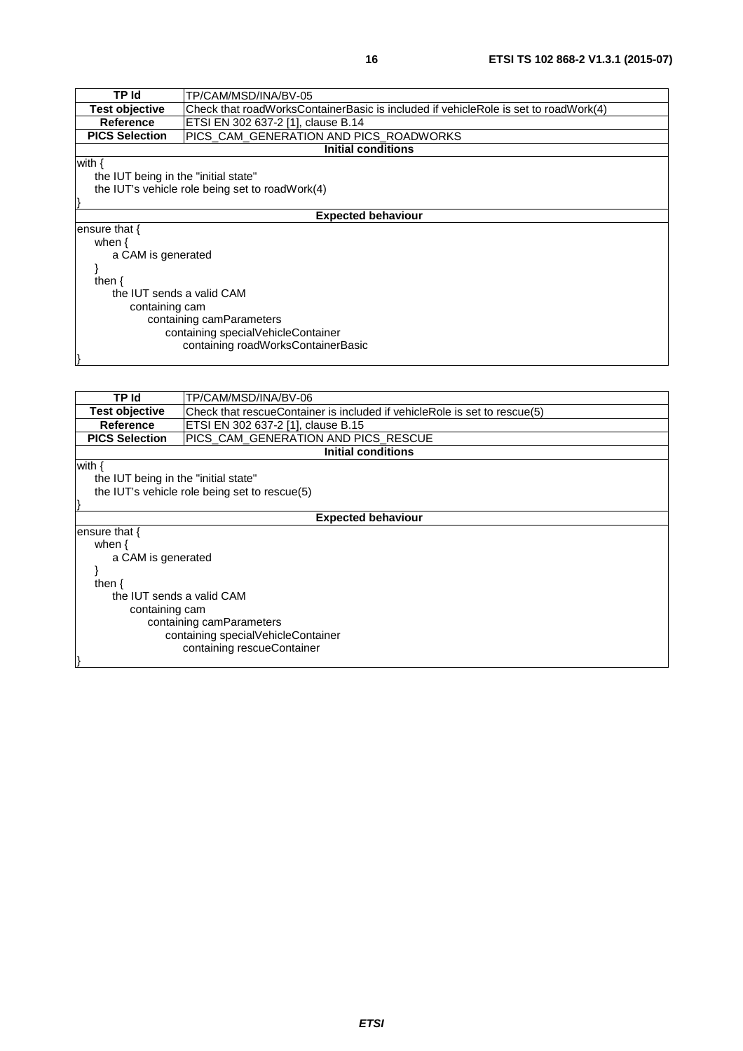| TP Id | TP/CAM/MSD/INA/BV-05 |
| --- | --- |
| **Test objective** | Check that roadWorksContainerBasic is included if vehicleRole is set to roadWork(4) |
| **Reference** | ETSI EN 302 637-2 [1], clause B.14 |
| **PICS Selection** | PICS_CAM_GENERATION AND PICS_ROADWORKS |
| **Initial conditions** | |
| with {<br>    the IUT being in the "initial state"<br>    the IUT's vehicle role being set to roadWork(4)<br>} | |
| **Expected behaviour** | |
| ensure that {<br>    when {<br>        a CAM is generated<br>    }<br>    then {<br>        the IUT sends a valid CAM<br>            containing cam<br>                containing camParameters<br>                    containing specialVehicleContainer<br>                        containing roadWorksContainerBasic<br>} | |

| TP Id | TP/CAM/MSD/INA/BV-06 |
| --- | --- |
| **Test objective** | Check that rescueContainer is included if vehicleRole is set to rescue(5) |
| **Reference** | ETSI EN 302 637-2 [1], clause B.15 |
| **PICS Selection** | PICS_CAM_GENERATION AND PICS_RESCUE |
| **Initial conditions** | |
| with {<br>    the IUT being in the "initial state"<br>    the IUT's vehicle role being set to rescue(5)<br>} | |
| **Expected behaviour** | |
| ensure that {<br>    when {<br>        a CAM is generated<br>    }<br>    then {<br>        the IUT sends a valid CAM<br>            containing cam<br>                containing camParameters<br>                    containing specialVehicleContainer<br>                        containing rescueContainer<br>} | |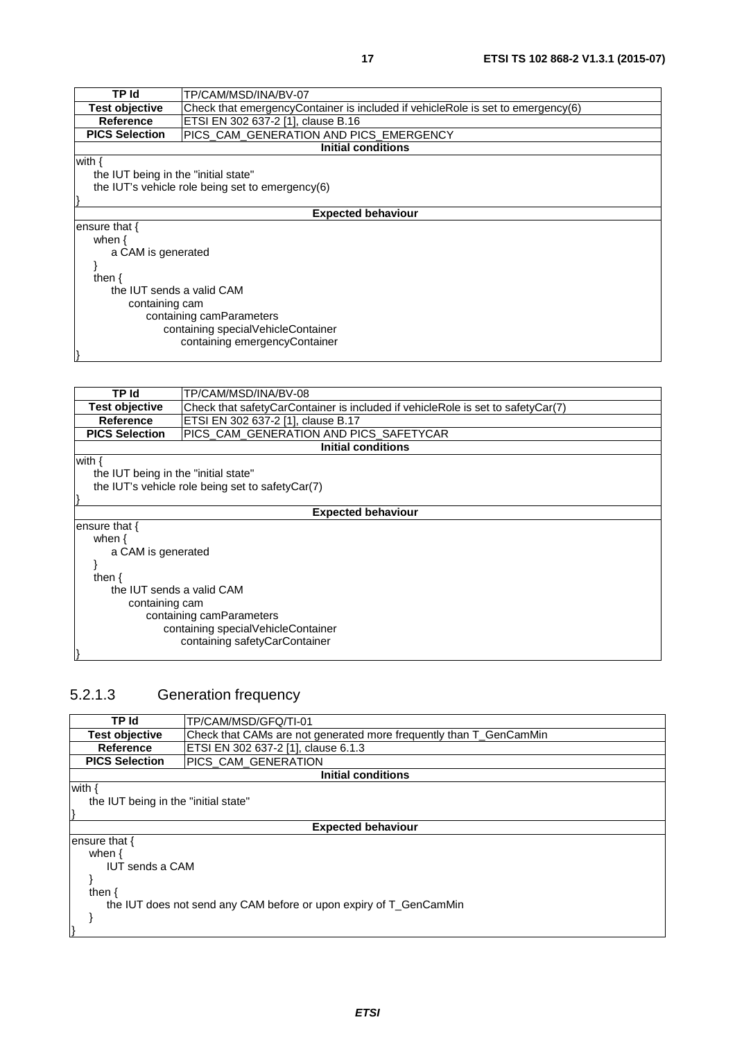| TP Id | TP/CAM/MSD/INA/BV-07 |
| --- | --- |
| Test objective | Check that emergencyContainer is included if vehicleRole is set to emergency(6) |
| Reference | ETSI EN 302 637-2 [1], clause B.16 |
| PICS Selection | PICS_CAM_GENERATION AND PICS_EMERGENCY |
| **Initial conditions** | |
| with {<br>the IUT being in the "initial state"<br>the IUT's vehicle role being set to emergency(6)<br>} | |
| **Expected behaviour** | |
| ensure that {<br>when {<br>a CAM is generated<br>}<br>then {<br>the IUT sends a valid CAM<br>containing cam<br>containing camParameters<br>containing specialVehicleContainer<br>containing emergencyContainer<br>} | |

| TP Id | TP/CAM/MSD/INA/BV-08 |
| --- | --- |
| Test objective | Check that safetyCarContainer is included if vehicleRole is set to safetyCar(7) |
| Reference | ETSI EN 302 637-2 [1], clause B.17 |
| PICS Selection | PICS_CAM_GENERATION AND PICS_SAFETYCAR |
| **Initial conditions** | |
| with {<br>the IUT being in the "initial state"<br>the IUT's vehicle role being set to safetyCar(7)<br>} | |
| **Expected behaviour** | |
| ensure that {<br>when {<br>a CAM is generated<br>}<br>then {<br>the IUT sends a valid CAM<br>containing cam<br>containing camParameters<br>containing specialVehicleContainer<br>containing safetyCarContainer<br>} | |

### 5.2.1.3 Generation frequency

| TP Id | TP/CAM/MSD/GFQ/TI-01 |
| --- | --- |
| Test objective | Check that CAMs are not generated more frequently than T_GenCamMin |
| Reference | ETSI EN 302 637-2 [1], clause 6.1.3 |
| PICS Selection | PICS_CAM_GENERATION |
| **Initial conditions** | |
| with {<br>the IUT being in the "initial state"<br>} | |
| **Expected behaviour** | |
| ensure that {<br>when {<br>IUT sends a CAM<br>}<br>then {<br>the IUT does not send any CAM before or upon expiry of T_GenCamMin<br>}<br>} | |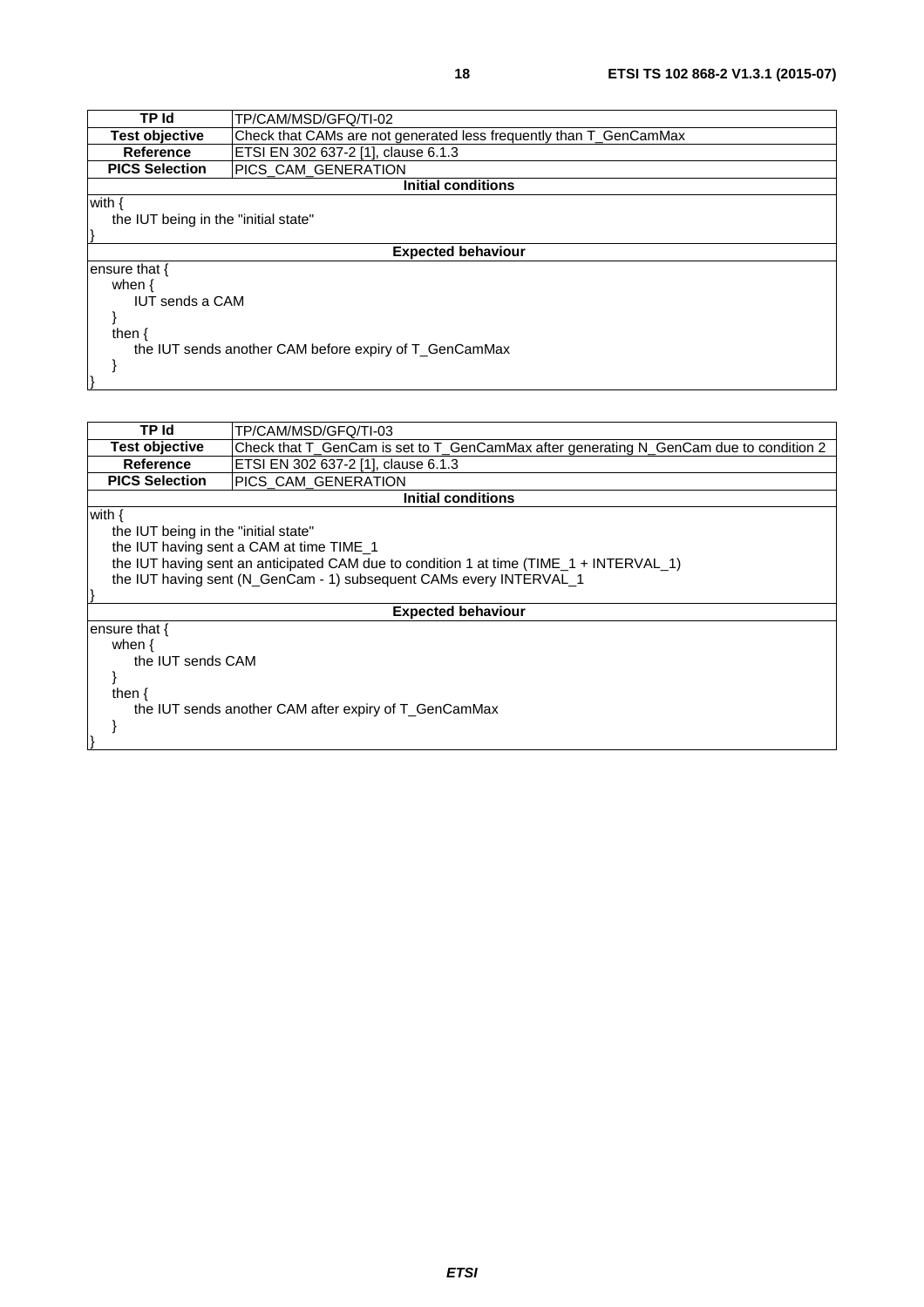| TP Id | TP/CAM/MSD/GFQ/TI-02 |
| --- | --- |
| **Test objective** | Check that CAMs are not generated less frequently than T_GenCamMax |
| **Reference** | ETSI EN 302 637-2 [1], clause 6.1.3 |
| **PICS Selection** | PICS_CAM_GENERATION |
| **Initial conditions** | |
| with {<br>    the IUT being in the "initial state"<br>} | |
| **Expected behaviour** | |
| ensure that {<br>    when {<br>        IUT sends a CAM<br>    }<br>    then {<br>        the IUT sends another CAM before expiry of T_GenCamMax<br>    }<br>} | |

| TP Id | TP/CAM/MSD/GFQ/TI-03 |
| --- | --- |
| **Test objective** | Check that T_GenCam is set to T_GenCamMax after generating N_GenCam due to condition 2 |
| **Reference** | ETSI EN 302 637-2 [1], clause 6.1.3 |
| **PICS Selection** | PICS_CAM_GENERATION |
| **Initial conditions** | |
| with {<br>    the IUT being in the "initial state"<br>    the IUT having sent a CAM at time TIME_1<br>    the IUT having sent an anticipated CAM due to condition 1 at time (TIME_1 + INTERVAL_1)<br>    the IUT having sent (N_GenCam - 1) subsequent CAMs every INTERVAL_1<br>} | |
| **Expected behaviour** | |
| ensure that {<br>    when {<br>        the IUT sends CAM<br>    }<br>    then {<br>        the IUT sends another CAM after expiry of T_GenCamMax<br>    }<br>} | |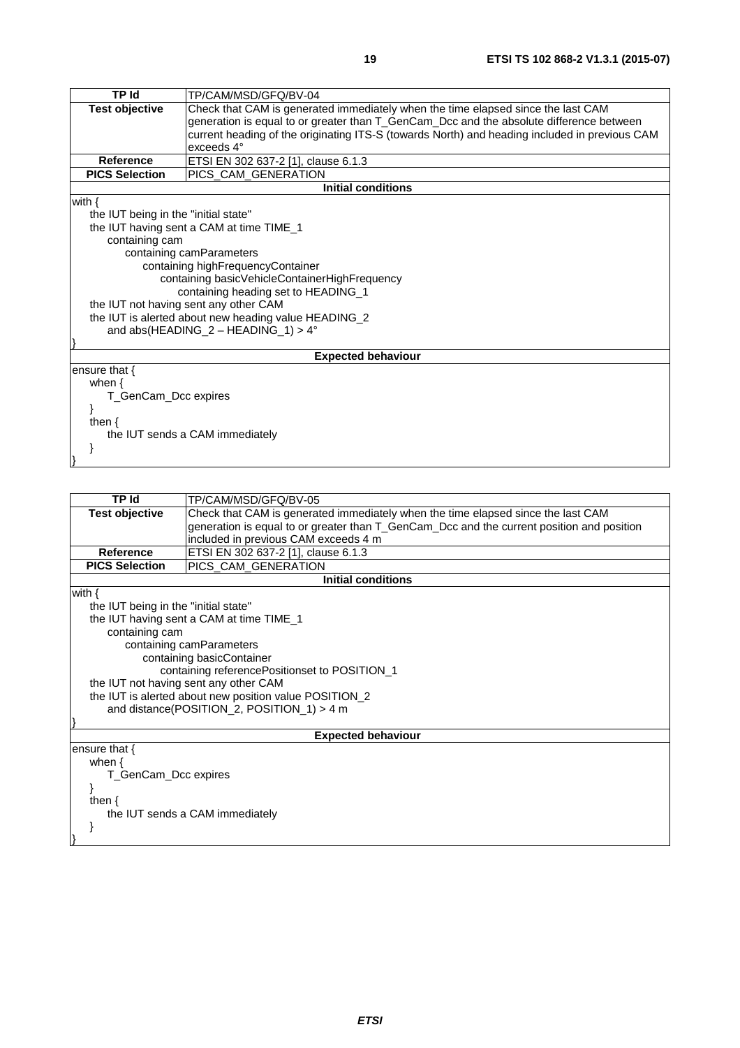| TP Id | TP/CAM/MSD/GFQ/BV-04 |
|---|---|
| **Test objective** | Check that CAM is generated immediately when the time elapsed since the last CAM generation is equal to or greater than T_GenCam_Dcc and the absolute difference between current heading of the originating ITS-S (towards North) and heading included in previous CAM exceeds 4° |
| **Reference** | ETSI EN 302 637-2 [1], clause 6.1.3 |
| **PICS Selection** | PICS_CAM_GENERATION |
| **Initial conditions** | |

```
with {
    the IUT being in the "initial state"
    the IUT having sent a CAM at time TIME_1
        containing cam
            containing camParameters
                containing highFrequencyContainer
                    containing basicVehicleContainerHighFrequency
                        containing heading set to HEADING_1
    the IUT not having sent any other CAM
    the IUT is alerted about new heading value HEADING_2
        and abs(HEADING_2 – HEADING_1) > 4°
}
```

**Expected behaviour**

```
ensure that {
    when {
        T_GenCam_Dcc expires
    }
    then {
        the IUT sends a CAM immediately
    }
}
```

| TP Id | TP/CAM/MSD/GFQ/BV-05 |
|---|---|
| **Test objective** | Check that CAM is generated immediately when the time elapsed since the last CAM generation is equal to or greater than T_GenCam_Dcc and the current position and position included in previous CAM exceeds 4 m |
| **Reference** | ETSI EN 302 637-2 [1], clause 6.1.3 |
| **PICS Selection** | PICS_CAM_GENERATION |
| **Initial conditions** | |

```
with {
    the IUT being in the "initial state"
    the IUT having sent a CAM at time TIME_1
        containing cam
            containing camParameters
                containing basicContainer
                    containing referencePositionset to POSITION_1
    the IUT not having sent any other CAM
    the IUT is alerted about new position value POSITION_2
        and distance(POSITION_2, POSITION_1) > 4 m
}
```

**Expected behaviour**

```
ensure that {
    when {
        T_GenCam_Dcc expires
    }
    then {
        the IUT sends a CAM immediately
    }
}
```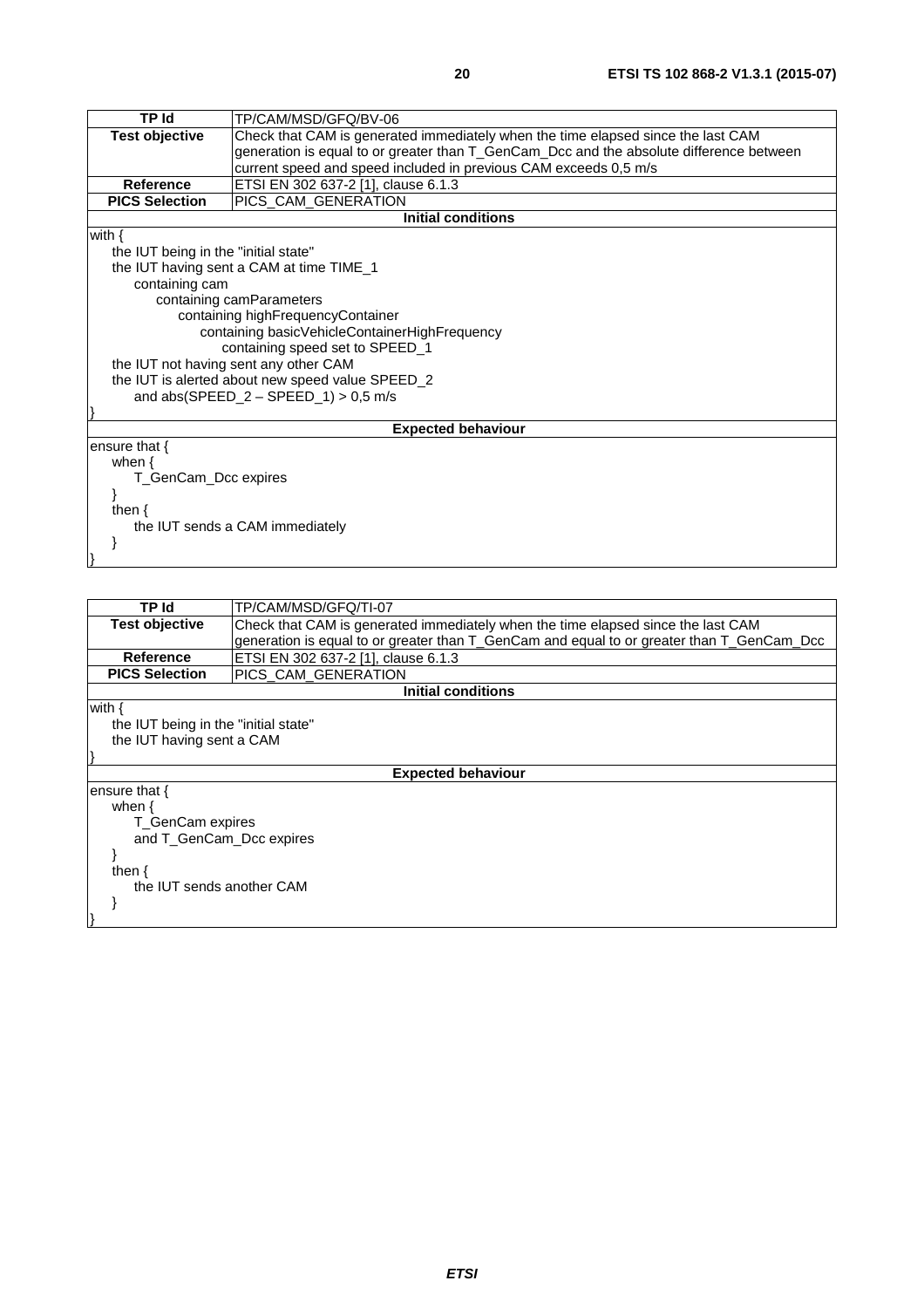| TP Id | TP/CAM/MSD/GFQ/BV-06 |
|---|---|
| **Test objective** | Check that CAM is generated immediately when the time elapsed since the last CAM generation is equal to or greater than T_GenCam_Dcc and the absolute difference between current speed and speed included in previous CAM exceeds 0,5 m/s |
| **Reference** | ETSI EN 302 637-2 [1], clause 6.1.3 |
| **PICS Selection** | PICS_CAM_GENERATION |

**Initial conditions**

```
with {
    the IUT being in the "initial state"
    the IUT having sent a CAM at time TIME_1
        containing cam
            containing camParameters
                containing highFrequencyContainer
                    containing basicVehicleContainerHighFrequency
                        containing speed set to SPEED_1
    the IUT not having sent any other CAM
    the IUT is alerted about new speed value SPEED_2
        and abs(SPEED_2 – SPEED_1) > 0,5 m/s
}
```

**Expected behaviour**

```
ensure that {
    when {
        T_GenCam_Dcc expires
    }
    then {
        the IUT sends a CAM immediately
    }
}
```

| TP Id | TP/CAM/MSD/GFQ/TI-07 |
|---|---|
| **Test objective** | Check that CAM is generated immediately when the time elapsed since the last CAM generation is equal to or greater than T_GenCam and equal to or greater than T_GenCam_Dcc |
| **Reference** | ETSI EN 302 637-2 [1], clause 6.1.3 |
| **PICS Selection** | PICS_CAM_GENERATION |

**Initial conditions**

```
with {
    the IUT being in the "initial state"
    the IUT having sent a CAM
}
```

**Expected behaviour**

```
ensure that {
    when {
        T_GenCam expires
        and T_GenCam_Dcc expires
    }
    then {
        the IUT sends another CAM
    }
}
```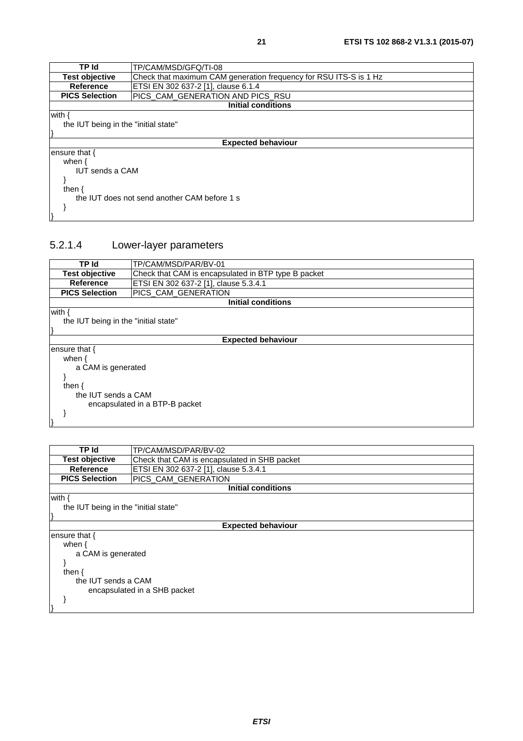| TP Id | TP/CAM/MSD/GFQ/TI-08 |
|---|---|
| **Test objective** | Check that maximum CAM generation frequency for RSU ITS-S is 1 Hz |
| **Reference** | ETSI EN 302 637-2 [1], clause 6.1.4 |
| **PICS Selection** | PICS_CAM_GENERATION AND PICS_RSU |
| **Initial conditions** | |

```
with {
    the IUT being in the "initial state"
}
```

**Expected behaviour**

```
ensure that {
    when {
        IUT sends a CAM
    }
    then {
        the IUT does not send another CAM before 1 s
    }
}
```

### 5.2.1.4 Lower-layer parameters

| TP Id | TP/CAM/MSD/PAR/BV-01 |
|---|---|
| **Test objective** | Check that CAM is encapsulated in BTP type B packet |
| **Reference** | ETSI EN 302 637-2 [1], clause 5.3.4.1 |
| **PICS Selection** | PICS_CAM_GENERATION |
| **Initial conditions** | |

```
with {
    the IUT being in the "initial state"
}
```

**Expected behaviour**

```
ensure that {
    when {
        a CAM is generated
    }
    then {
        the IUT sends a CAM
            encapsulated in a BTP-B packet
    }
}
```

| TP Id | TP/CAM/MSD/PAR/BV-02 |
|---|---|
| **Test objective** | Check that CAM is encapsulated in SHB packet |
| **Reference** | ETSI EN 302 637-2 [1], clause 5.3.4.1 |
| **PICS Selection** | PICS_CAM_GENERATION |
| **Initial conditions** | |

```
with {
    the IUT being in the "initial state"
}
```

**Expected behaviour**

```
ensure that {
    when {
        a CAM is generated
    }
    then {
        the IUT sends a CAM
            encapsulated in a SHB packet
    }
}
```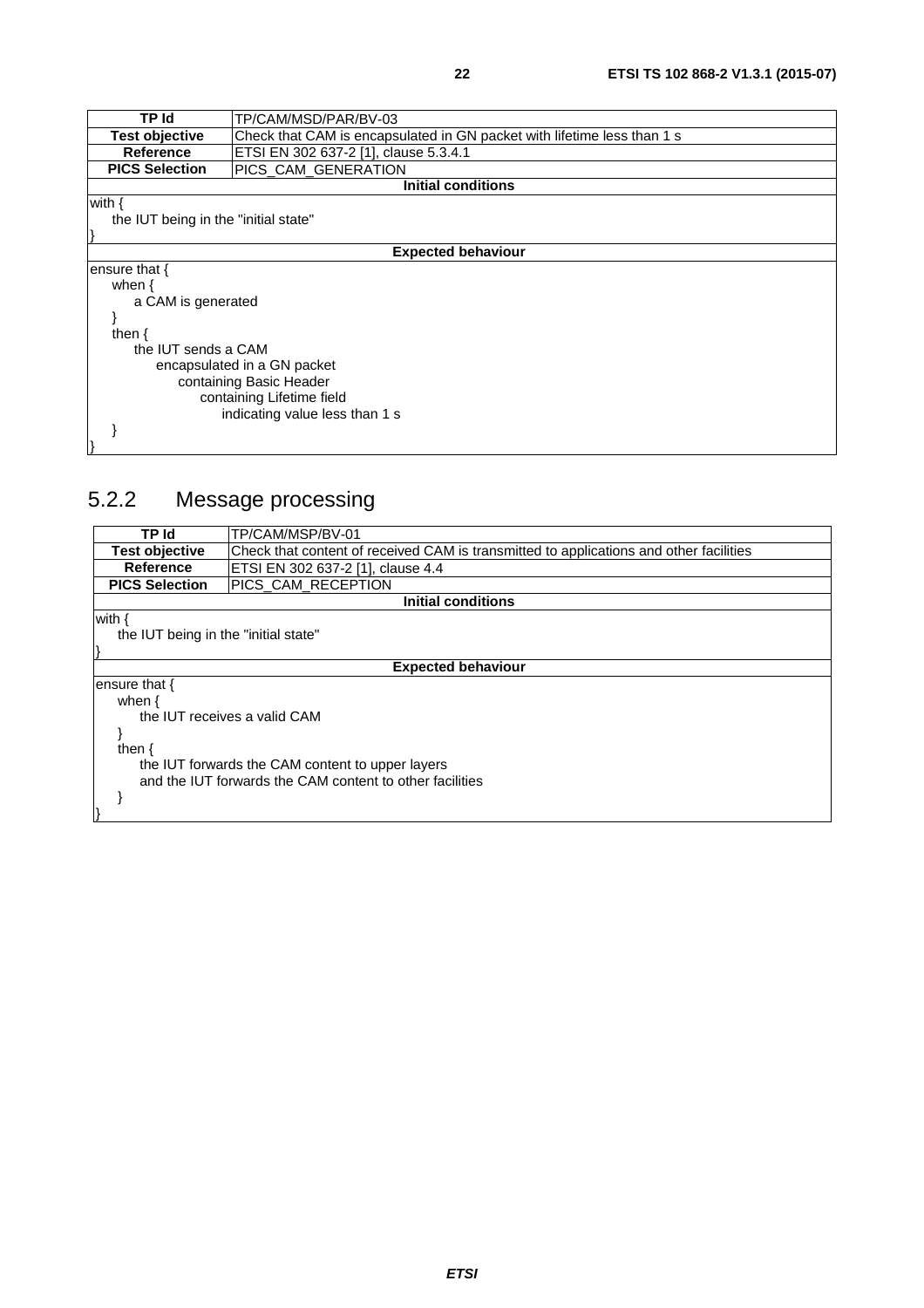| TP Id | TP/CAM/MSD/PAR/BV-03 |
| --- | --- |
| **Test objective** | Check that CAM is encapsulated in GN packet with lifetime less than 1 s |
| **Reference** | ETSI EN 302 637-2 [1], clause 5.3.4.1 |
| **PICS Selection** | PICS_CAM_GENERATION |

**Initial conditions**

```
with {
    the IUT being in the "initial state"
}
```

**Expected behaviour**

```
ensure that {
    when {
        a CAM is generated
    }
    then {
        the IUT sends a CAM
            encapsulated in a GN packet
                containing Basic Header
                    containing Lifetime field
                        indicating value less than 1 s
    }
}
```

## 5.2.2 Message processing

| TP Id | TP/CAM/MSP/BV-01 |
| --- | --- |
| **Test objective** | Check that content of received CAM is transmitted to applications and other facilities |
| **Reference** | ETSI EN 302 637-2 [1], clause 4.4 |
| **PICS Selection** | PICS_CAM_RECEPTION |

**Initial conditions**

```
with {
    the IUT being in the "initial state"
}
```

**Expected behaviour**

```
ensure that {
    when {
        the IUT receives a valid CAM
    }
    then {
        the IUT forwards the CAM content to upper layers
        and the IUT forwards the CAM content to other facilities
    }
}
```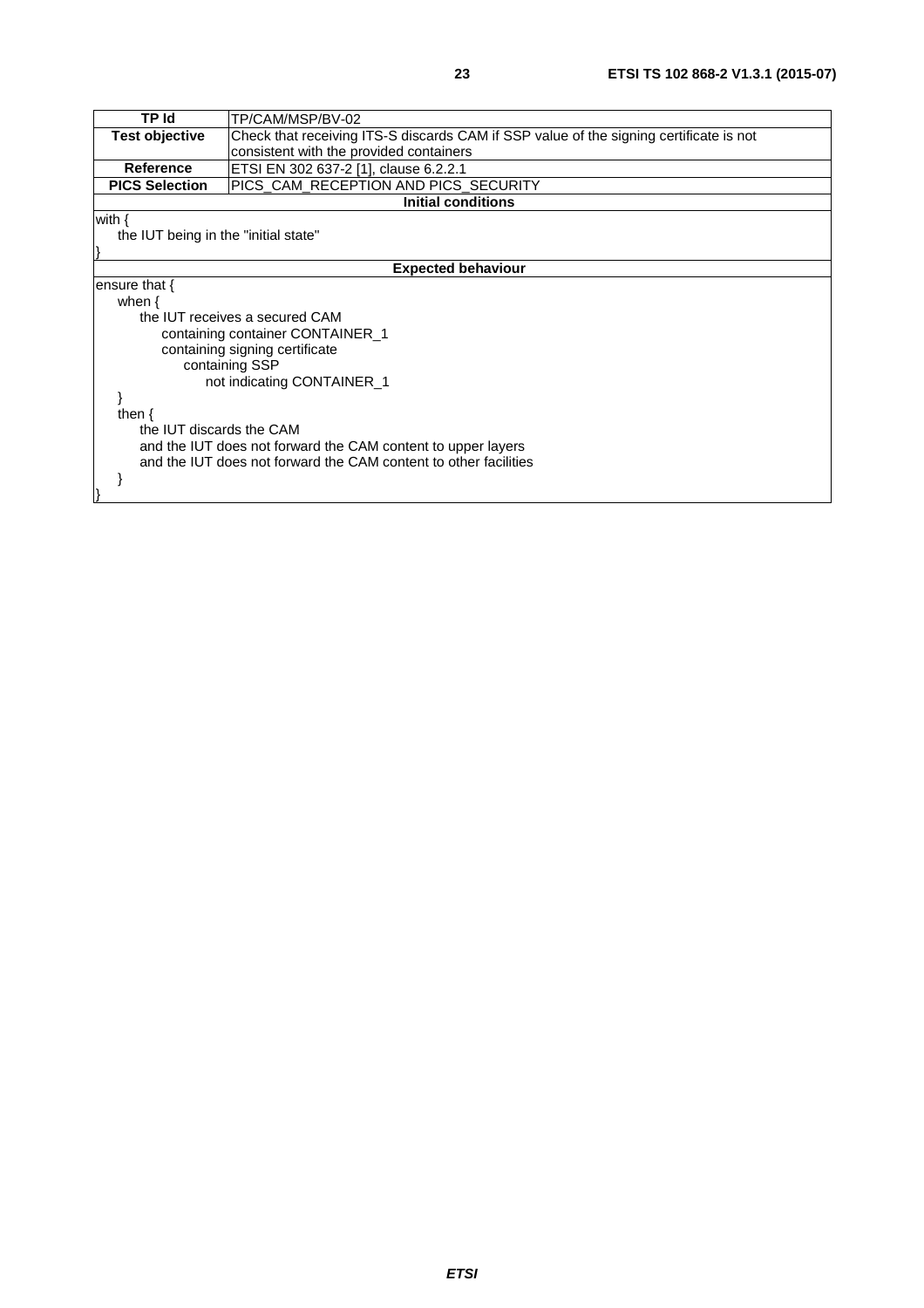| TP Id | TP/CAM/MSP/BV-02 |
|---|---|
| **Test objective** | Check that receiving ITS-S discards CAM if SSP value of the signing certificate is not consistent with the provided containers |
| **Reference** | ETSI EN 302 637-2 [1], clause 6.2.2.1 |
| **PICS Selection** | PICS_CAM_RECEPTION AND PICS_SECURITY |
| **Initial conditions** | |
| with {<br>the IUT being in the "initial state"<br>} | |
| **Expected behaviour** | |
| ensure that {<br>when {<br>the IUT receives a secured CAM<br>containing container CONTAINER_1<br>containing signing certificate<br>containing SSP<br>not indicating CONTAINER_1<br>}<br>then {<br>the IUT discards the CAM<br>and the IUT does not forward the CAM content to upper layers<br>and the IUT does not forward the CAM content to other facilities<br>}<br>} | |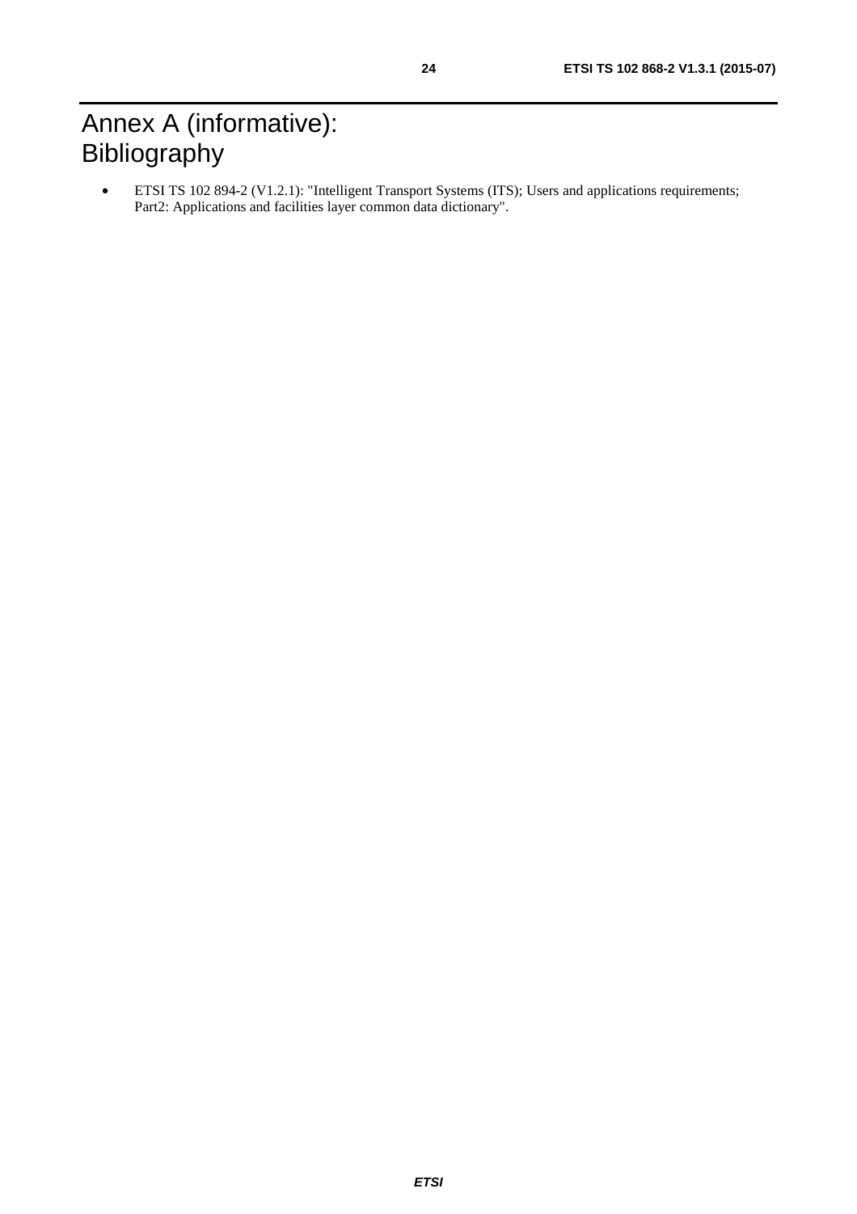# Annex A (informative): Bibliography

- ETSI TS 102 894-2 (V1.2.1): "Intelligent Transport Systems (ITS); Users and applications requirements; Part2: Applications and facilities layer common data dictionary".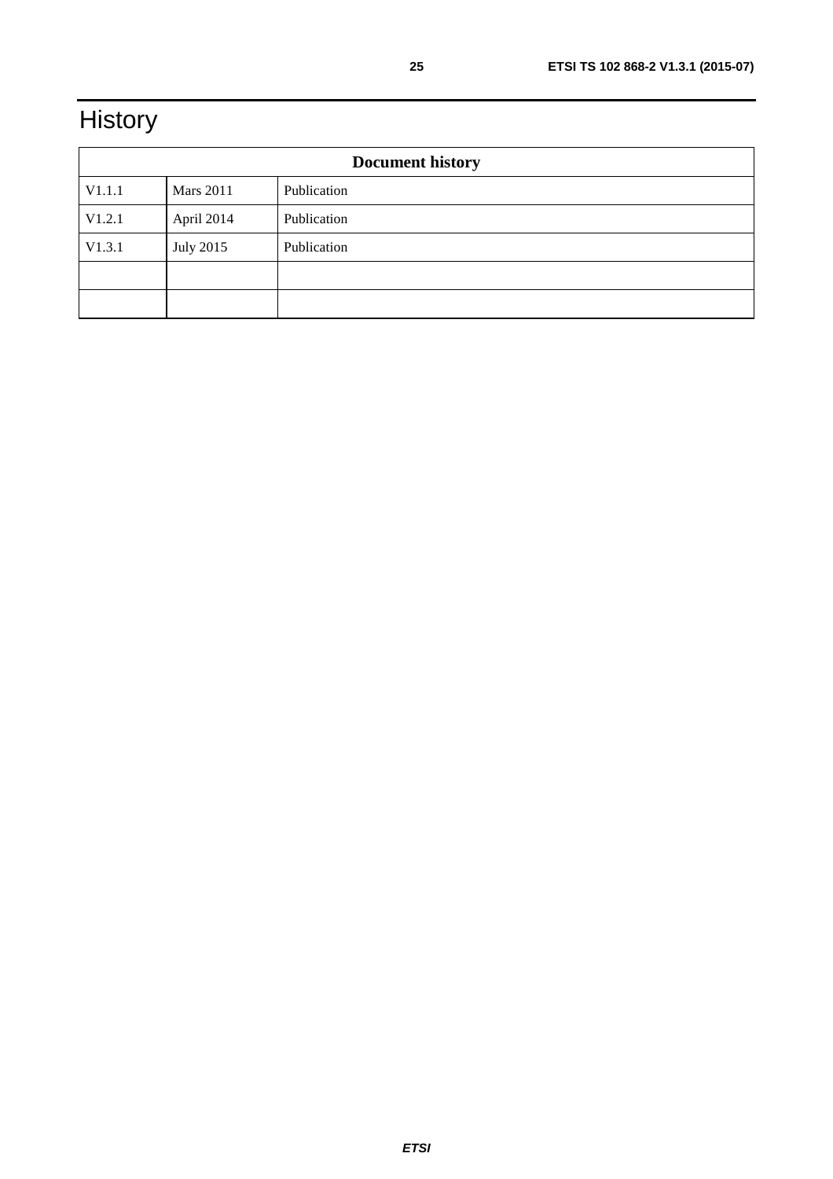# History

| Document history | | |
|---|---|---|
| V1.1.1 | Mars 2011 | Publication |
| V1.2.1 | April 2014 | Publication |
| V1.3.1 | July 2015 | Publication |
| | | |
| | | |